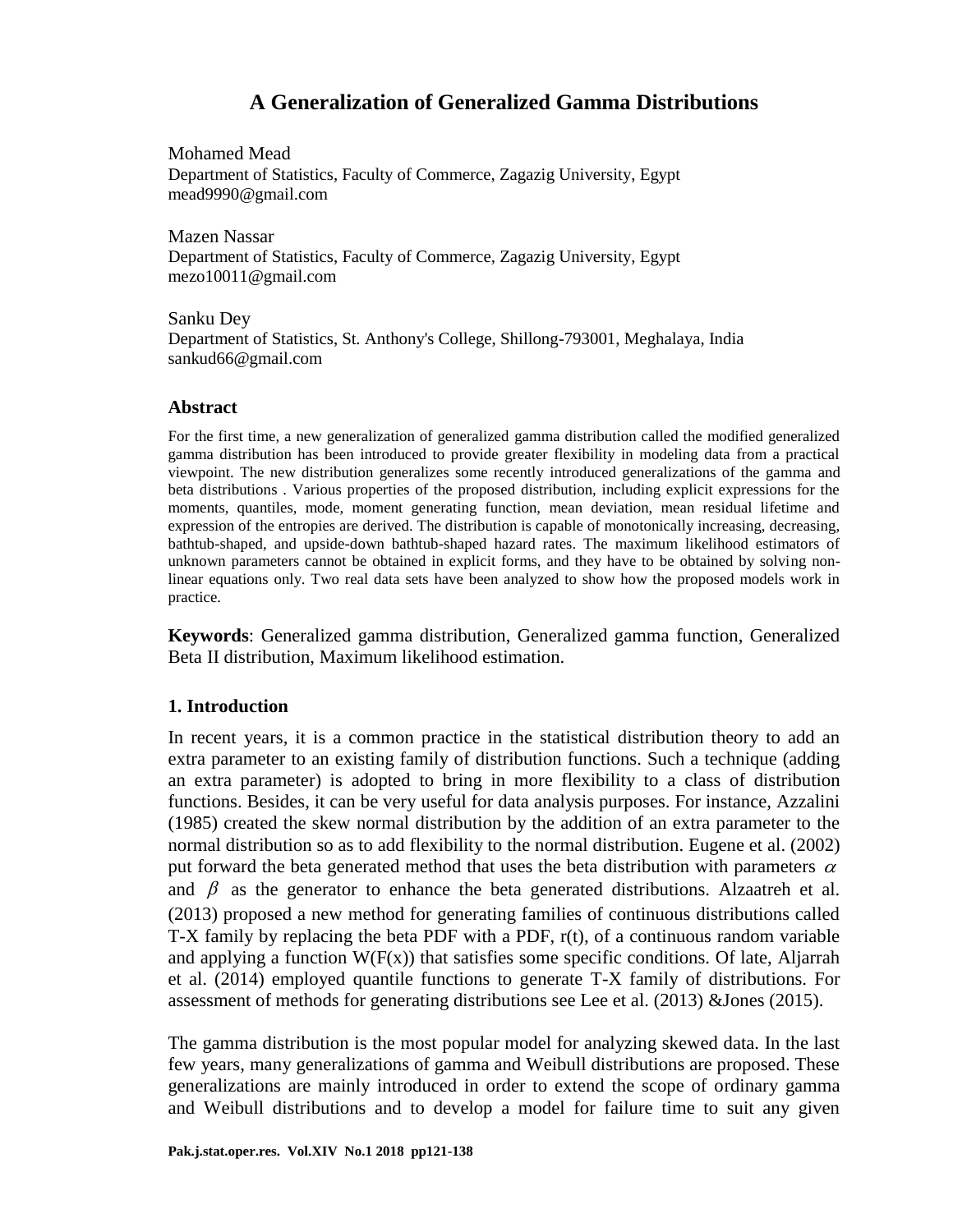# A Generalization of Generalized Gamma Distributions

Mohamed Mead
Department of Statistics, Faculty of Commerce, Zagazig University, Egypt
mead9990@gmail.com

Mazen Nassar
Department of Statistics, Faculty of Commerce, Zagazig University, Egypt
mezo10011@gmail.com

Sanku Dey
Department of Statistics, St. Anthony's College, Shillong-793001, Meghalaya, India
sankud66@gmail.com

### Abstract

For the first time, a new generalization of generalized gamma distribution called the modified generalized gamma distribution has been introduced to provide greater flexibility in modeling data from a practical viewpoint. The new distribution generalizes some recently introduced generalizations of the gamma and beta distributions . Various properties of the proposed distribution, including explicit expressions for the moments, quantiles, mode, moment generating function, mean deviation, mean residual lifetime and expression of the entropies are derived. The distribution is capable of monotonically increasing, decreasing, bathtub-shaped, and upside-down bathtub-shaped hazard rates. The maximum likelihood estimators of unknown parameters cannot be obtained in explicit forms, and they have to be obtained by solving non-linear equations only. Two real data sets have been analyzed to show how the proposed models work in practice.

**Keywords**: Generalized gamma distribution, Generalized gamma function, Generalized Beta II distribution, Maximum likelihood estimation.

### 1. Introduction

In recent years, it is a common practice in the statistical distribution theory to add an extra parameter to an existing family of distribution functions. Such a technique (adding an extra parameter) is adopted to bring in more flexibility to a class of distribution functions. Besides, it can be very useful for data analysis purposes. For instance, Azzalini (1985) created the skew normal distribution by the addition of an extra parameter to the normal distribution so as to add flexibility to the normal distribution. Eugene et al. (2002) put forward the beta generated method that uses the beta distribution with parameters $\alpha$ and $\beta$ as the generator to enhance the beta generated distributions. Alzaatreh et al. (2013) proposed a new method for generating families of continuous distributions called T-X family by replacing the beta PDF with a PDF, r(t), of a continuous random variable and applying a function W(F(x)) that satisfies some specific conditions. Of late, Aljarrah et al. (2014) employed quantile functions to generate T-X family of distributions. For assessment of methods for generating distributions see Lee et al. (2013) &Jones (2015).

The gamma distribution is the most popular model for analyzing skewed data. In the last few years, many generalizations of gamma and Weibull distributions are proposed. These generalizations are mainly introduced in order to extend the scope of ordinary gamma and Weibull distributions and to develop a model for failure time to suit any given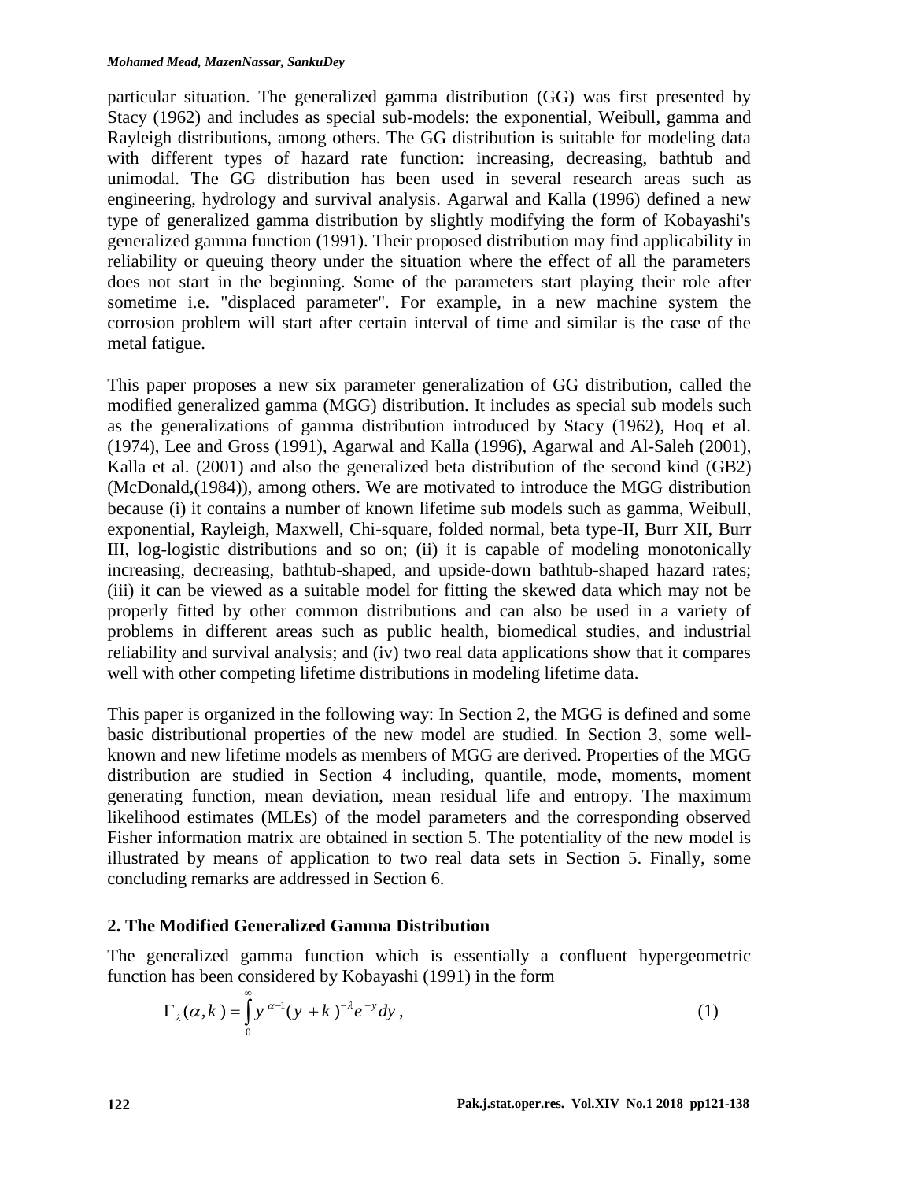particular situation. The generalized gamma distribution (GG) was first presented by Stacy (1962) and includes as special sub-models: the exponential, Weibull, gamma and Rayleigh distributions, among others. The GG distribution is suitable for modeling data with different types of hazard rate function: increasing, decreasing, bathtub and unimodal. The GG distribution has been used in several research areas such as engineering, hydrology and survival analysis. Agarwal and Kalla (1996) defined a new type of generalized gamma distribution by slightly modifying the form of Kobayashi's generalized gamma function (1991). Their proposed distribution may find applicability in reliability or queuing theory under the situation where the effect of all the parameters does not start in the beginning. Some of the parameters start playing their role after sometime i.e. "displaced parameter". For example, in a new machine system the corrosion problem will start after certain interval of time and similar is the case of the metal fatigue.

This paper proposes a new six parameter generalization of GG distribution, called the modified generalized gamma (MGG) distribution. It includes as special sub models such as the generalizations of gamma distribution introduced by Stacy (1962), Hoq et al. (1974), Lee and Gross (1991), Agarwal and Kalla (1996), Agarwal and Al-Saleh (2001), Kalla et al. (2001) and also the generalized beta distribution of the second kind (GB2) (McDonald,(1984)), among others. We are motivated to introduce the MGG distribution because (i) it contains a number of known lifetime sub models such as gamma, Weibull, exponential, Rayleigh, Maxwell, Chi-square, folded normal, beta type-II, Burr XII, Burr III, log-logistic distributions and so on; (ii) it is capable of modeling monotonically increasing, decreasing, bathtub-shaped, and upside-down bathtub-shaped hazard rates; (iii) it can be viewed as a suitable model for fitting the skewed data which may not be properly fitted by other common distributions and can also be used in a variety of problems in different areas such as public health, biomedical studies, and industrial reliability and survival analysis; and (iv) two real data applications show that it compares well with other competing lifetime distributions in modeling lifetime data.

This paper is organized in the following way: In Section 2, the MGG is defined and some basic distributional properties of the new model are studied. In Section 3, some well-known and new lifetime models as members of MGG are derived. Properties of the MGG distribution are studied in Section 4 including, quantile, mode, moments, moment generating function, mean deviation, mean residual life and entropy. The maximum likelihood estimates (MLEs) of the model parameters and the corresponding observed Fisher information matrix are obtained in section 5. The potentiality of the new model is illustrated by means of application to two real data sets in Section 5. Finally, some concluding remarks are addressed in Section 6.

## 2. The Modified Generalized Gamma Distribution

The generalized gamma function which is essentially a confluent hypergeometric function has been considered by Kobayashi (1991) in the form

$$\Gamma_{\lambda}(\alpha, k) = \int_{0}^{\infty} y^{\alpha-1}(y+k)^{-\lambda} e^{-y} dy, \tag{1}$$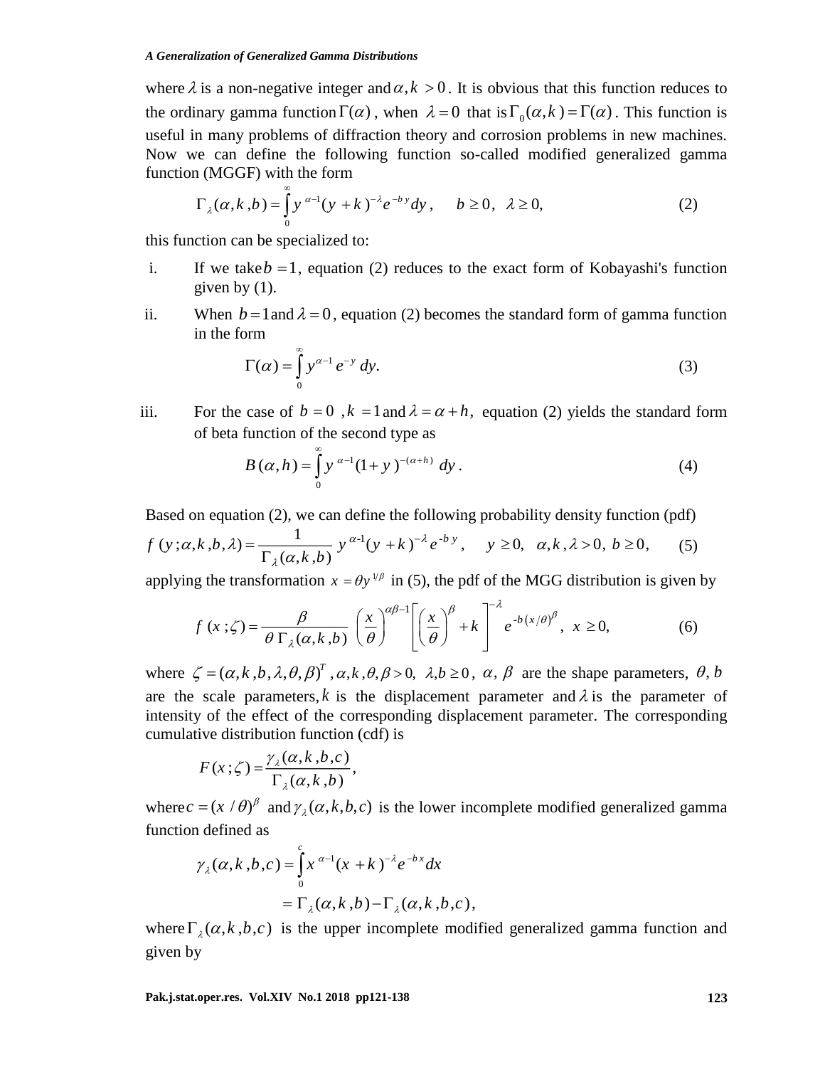where $\lambda$ is a non-negative integer and $\alpha, k > 0$. It is obvious that this function reduces to the ordinary gamma function $\Gamma(\alpha)$, when $\lambda = 0$ that is $\Gamma_0(\alpha, k) = \Gamma(\alpha)$. This function is useful in many problems of diffraction theory and corrosion problems in new machines. Now we can define the following function so-called modified generalized gamma function (MGGF) with the form

$$\Gamma_\lambda(\alpha, k, b) = \int_0^\infty y^{\alpha-1}(y+k)^{-\lambda} e^{-by} dy, \quad b \geq 0, \ \lambda \geq 0, \tag{2}$$

this function can be specialized to:

i. If we take $b = 1$, equation (2) reduces to the exact form of Kobayashi's function given by (1).

ii. When $b = 1$ and $\lambda = 0$, equation (2) becomes the standard form of gamma function in the form

$$\Gamma(\alpha) = \int_0^\infty y^{\alpha-1} e^{-y} \, dy. \tag{3}$$

iii. For the case of $b = 0$, $k = 1$ and $\lambda = \alpha + h$, equation (2) yields the standard form of beta function of the second type as

$$B(\alpha, h) = \int_0^\infty y^{\alpha-1}(1+y)^{-(\alpha+h)} \, dy. \tag{4}$$

Based on equation (2), we can define the following probability density function (pdf)

$$f(y; \alpha, k, b, \lambda) = \frac{1}{\Gamma_\lambda(\alpha, k, b)} y^{\alpha-1}(y+k)^{-\lambda} e^{-by}, \quad y \geq 0, \ \alpha, k, \lambda > 0, \ b \geq 0, \tag{5}$$

applying the transformation $x = \theta y^{1/\beta}$ in (5), the pdf of the MGG distribution is given by

$$f(x; \zeta) = \frac{\beta}{\theta \, \Gamma_\lambda(\alpha, k, b)} \left(\frac{x}{\theta}\right)^{\alpha\beta-1} \left[\left(\frac{x}{\theta}\right)^\beta + k\right]^{-\lambda} e^{-b(x/\theta)^\beta}, \ x \geq 0, \tag{6}$$

where $\zeta = (\alpha, k, b, \lambda, \theta, \beta)^T$, $\alpha, k, \theta, \beta > 0$, $\lambda, b \geq 0$, $\alpha, \beta$ are the shape parameters, $\theta, b$ are the scale parameters, $k$ is the displacement parameter and $\lambda$ is the parameter of intensity of the effect of the corresponding displacement parameter. The corresponding cumulative distribution function (cdf) is

$$F(x; \zeta) = \frac{\gamma_\lambda(\alpha, k, b, c)}{\Gamma_\lambda(\alpha, k, b)},$$

where $c = (x/\theta)^\beta$ and $\gamma_\lambda(\alpha, k, b, c)$ is the lower incomplete modified generalized gamma function defined as

$$\begin{aligned}
\gamma_\lambda(\alpha, k, b, c) &= \int_0^c x^{\alpha-1}(x+k)^{-\lambda} e^{-bx} dx \\
&= \Gamma_\lambda(\alpha, k, b) - \Gamma_\lambda(\alpha, k, b, c),
\end{aligned}$$

where $\Gamma_\lambda(\alpha, k, b, c)$ is the upper incomplete modified generalized gamma function and given by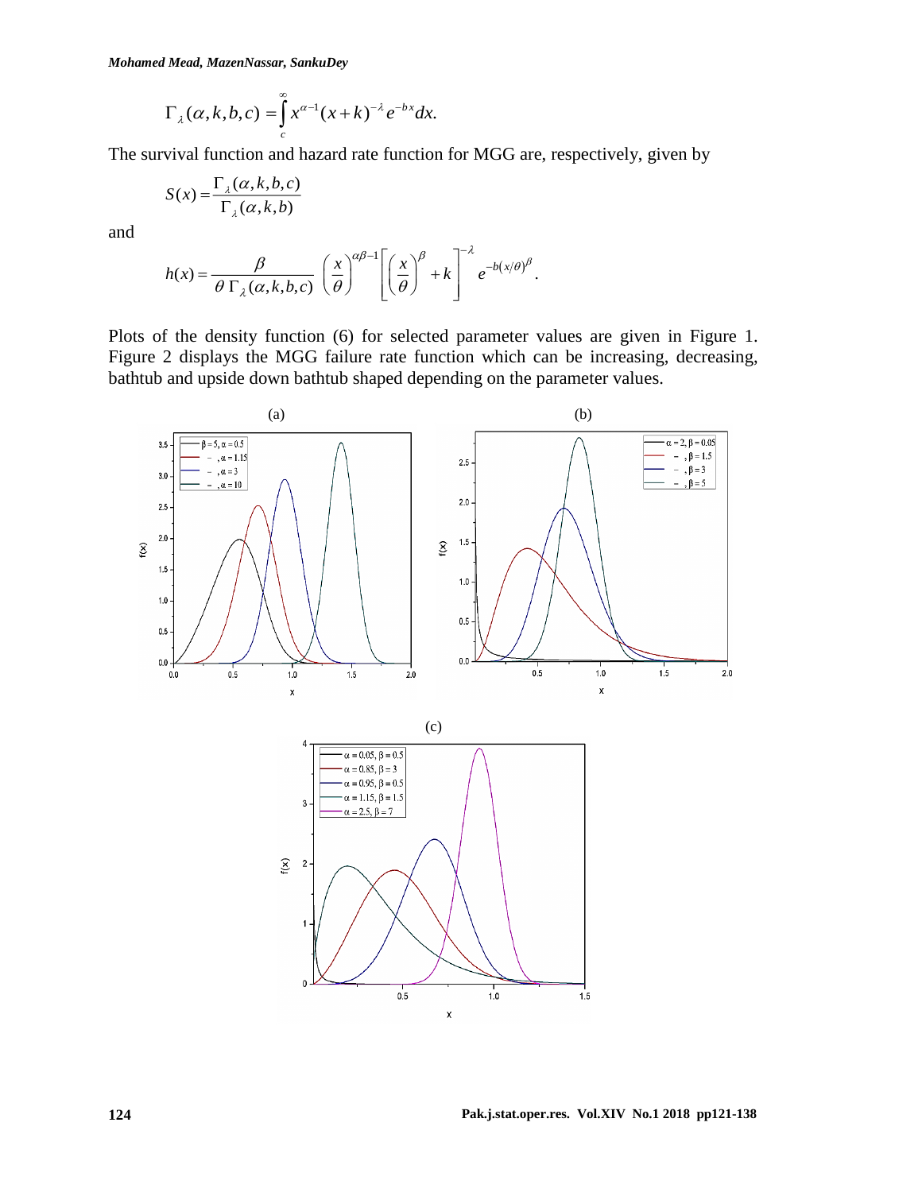$$\Gamma_{\lambda}(\alpha,k,b,c)=\int_{c}^{\infty}x^{\alpha-1}(x+k)^{-\lambda}e^{-bx}dx.$$

The survival function and hazard rate function for MGG are, respectively, given by

$$S(x)=\frac{\Gamma_{\lambda}(\alpha,k,b,c)}{\Gamma_{\lambda}(\alpha,k,b)}$$

and

$$h(x)=\frac{\beta}{\theta\,\Gamma_{\lambda}(\alpha,k,b,c)}\left(\frac{x}{\theta}\right)^{\alpha\beta-1}\left[\left(\frac{x}{\theta}\right)^{\beta}+k\right]^{-\lambda}e^{-b(x/\theta)^{\beta}}.$$

Plots of the density function (6) for selected parameter values are given in Figure 1. Figure 2 displays the MGG failure rate function which can be increasing, decreasing, bathtub and upside down bathtub shaped depending on the parameter values.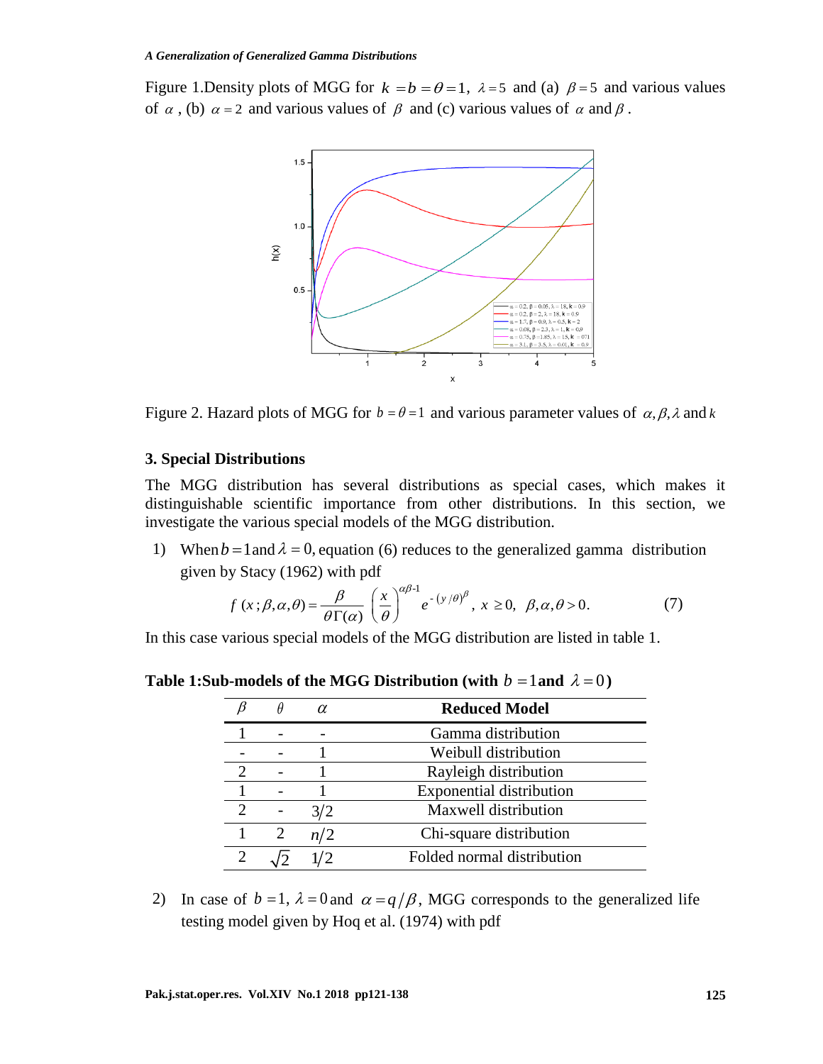Figure 1.Density plots of MGG for $k = b = \theta = 1$, $\lambda = 5$ and (a) $\beta = 5$ and various values of $\alpha$, (b) $\alpha = 2$ and various values of $\beta$ and (c) various values of $\alpha$ and $\beta$.

Figure 2. Hazard plots of MGG for $b = \theta = 1$ and various parameter values of $\alpha, \beta, \lambda$ and $k$

## 3. Special Distributions

The MGG distribution has several distributions as special cases, which makes it distinguishable scientific importance from other distributions. In this section, we investigate the various special models of the MGG distribution.

1) When $b = 1$ and $\lambda = 0$, equation (6) reduces to the generalized gamma distribution given by Stacy (1962) with pdf

$$f(x;\beta,\alpha,\theta) = \frac{\beta}{\theta\Gamma(\alpha)}\left(\frac{x}{\theta}\right)^{\alpha\beta-1} e^{-(y/\theta)^{\beta}},\ x \geq 0,\ \ \beta,\alpha,\theta > 0. \tag{7}$$

In this case various special models of the MGG distribution are listed in table 1.

**Table 1:Sub-models of the MGG Distribution (with $b = 1$ and $\lambda = 0$)**

| $\beta$ | $\theta$ | $\alpha$ | Reduced Model |
|---|---|---|---|
| 1 | - | - | Gamma distribution |
| - | - | 1 | Weibull distribution |
| 2 | - | 1 | Rayleigh distribution |
| 1 | - | 1 | Exponential distribution |
| 2 | - | $3/2$ | Maxwell distribution |
| 1 | 2 | $n/2$ | Chi-square distribution |
| 2 | $\sqrt{2}$ | $1/2$ | Folded normal distribution |

2) In case of $b = 1$, $\lambda = 0$ and $\alpha = q/\beta$, MGG corresponds to the generalized life testing model given by Hoq et al. (1974) with pdf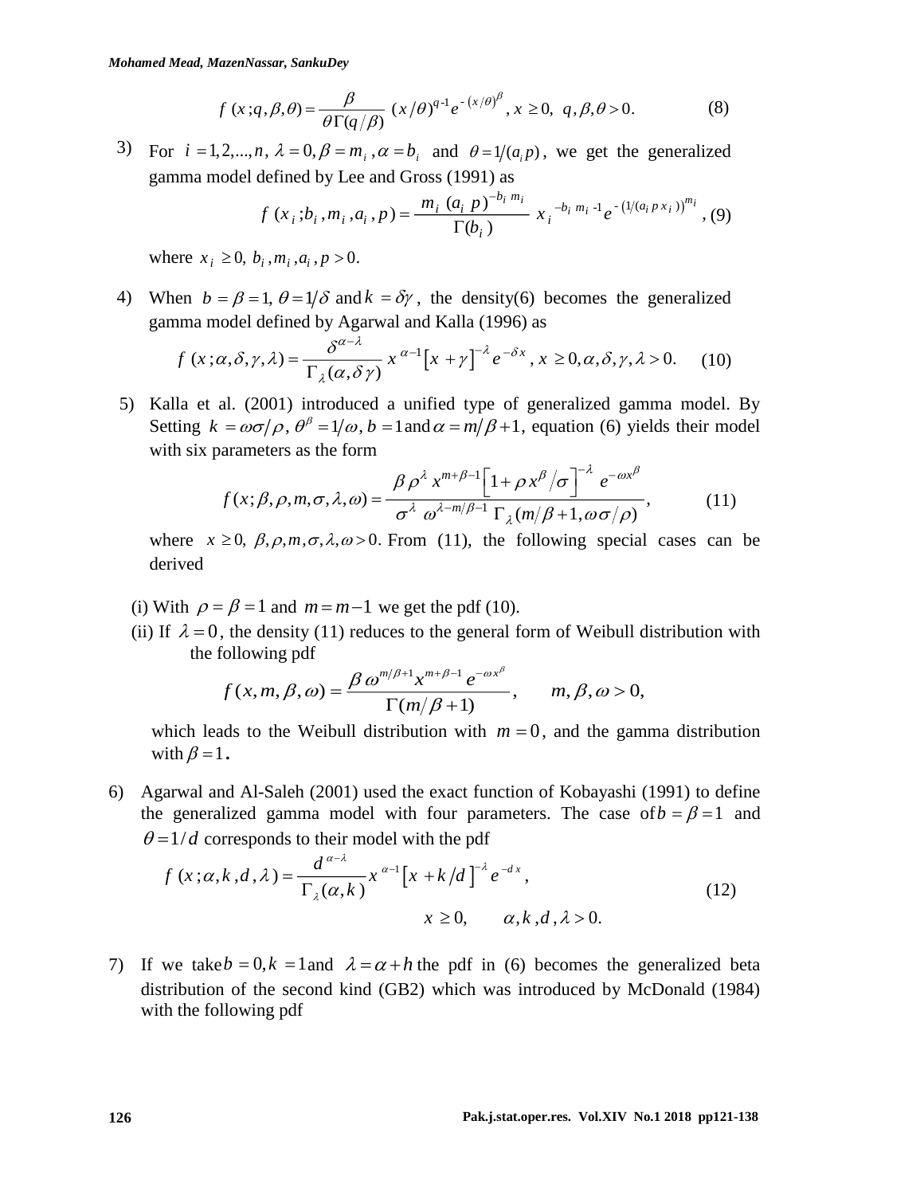$$f\,(x\,;q,\beta,\theta) = \frac{\beta}{\theta\Gamma(q/\beta)}\,(x/\theta)^{q\text{-}1} e^{\text{-}\left(x/\theta\right)^{\beta}},\ x \geq 0,\ \ q,\beta,\theta > 0. \tag{8}$$

3) For $i = 1,2,...,n$, $\lambda = 0, \beta = m_i$, $\alpha = b_i$ and $\theta = 1/(a_i p)$, we get the generalized gamma model defined by Lee and Gross (1991) as

$$f\,(x_i\,;b_i\,,m_i\,,a_i\,,p) = \frac{m_i\,(a_i\ p)^{-b_i\ m_i}}{\Gamma(b_i)}\ x_i^{\ -b_i\ m_i\ \text{-}1} e^{\text{-}\left(1/(a_i\,p\,x_i)\right)^{m_i}}, \tag{9}$$

where $x_i \geq 0,\ b_i\,,m_i\,,a_i\,,p > 0$.

4) When $b = \beta = 1,\ \theta = 1/\delta$ and $k = \delta\gamma$, the density(6) becomes the generalized gamma model defined by Agarwal and Kalla (1996) as

$$f\,(x\,;\alpha,\delta,\gamma,\lambda) = \frac{\delta^{\alpha-\lambda}}{\Gamma_{\lambda}(\alpha,\delta\gamma)}\ x^{\alpha-1}\left[x+\gamma\right]^{-\lambda} e^{-\delta x},\ x \geq 0,\alpha,\delta,\gamma,\lambda > 0. \tag{10}$$

5) Kalla et al. (2001) introduced a unified type of generalized gamma model. By Setting $k = \omega\sigma/\rho,\ \theta^{\beta} = 1/\omega,\ b = 1$ and $\alpha = m/\beta + 1$, equation (6) yields their model with six parameters as the form

$$f(x;\beta,\rho,m,\sigma,\lambda,\omega) = \frac{\beta\,\rho^{\lambda}\ x^{m+\beta-1}\left[1+\rho\,x^{\beta}\big/\sigma\right]^{-\lambda}\ e^{-\omega x^{\beta}}}{\sigma^{\lambda}\ \omega^{\lambda-m/\beta-1}\ \Gamma_{\lambda}(m/\beta+1,\omega\sigma/\rho)}, \tag{11}$$

where $x \geq 0,\ \beta,\rho,m,\sigma,\lambda,\omega > 0$. From (11), the following special cases can be derived

(i) With $\rho = \beta = 1$ and $m = m-1$ we get the pdf (10).

(ii) If $\lambda = 0$, the density (11) reduces to the general form of Weibull distribution with the following pdf

$$f(x,m,\beta,\omega) = \frac{\beta\,\omega^{m/\beta+1} x^{m+\beta-1}\ e^{-\omega x^{\beta}}}{\Gamma(m/\beta+1)}, \qquad m,\beta,\omega > 0,$$

which leads to the Weibull distribution with $m = 0$, and the gamma distribution with $\beta = 1$.

6) Agarwal and Al-Saleh (2001) used the exact function of Kobayashi (1991) to define the generalized gamma model with four parameters. The case of $b = \beta = 1$ and $\theta = 1/d$ corresponds to their model with the pdf

$$f\,(x\,;\alpha,k\,,d\,,\lambda) = \frac{d^{\,\alpha-\lambda}}{\Gamma_{\lambda}(\alpha,k)} x^{\,\alpha-1}\left[x+k/d\right]^{-\lambda} e^{-d\,x}, \qquad x \geq 0, \qquad \alpha,k\,,d\,,\lambda > 0. \tag{12}$$

7) If we take $b = 0, k = 1$ and $\lambda = \alpha + h$ the pdf in (6) becomes the generalized beta distribution of the second kind (GB2) which was introduced by McDonald (1984) with the following pdf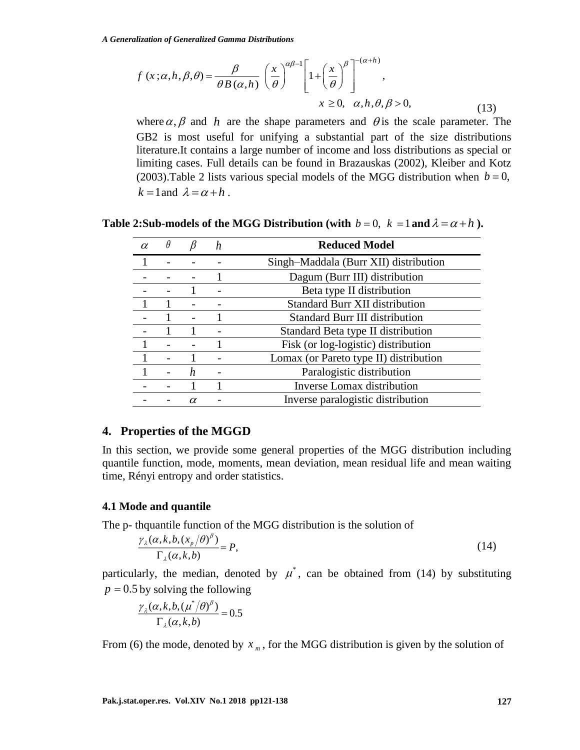$$f(x;\alpha,h,\beta,\theta)=\frac{\beta}{\theta B(\alpha,h)}\left(\frac{x}{\theta}\right)^{\alpha\beta-1}\left[1+\left(\frac{x}{\theta}\right)^{\beta}\right]^{-(\alpha+h)},$$

$$x\geq 0,\quad \alpha,h,\theta,\beta>0, \tag{13}$$

where $\alpha,\beta$ and $h$ are the shape parameters and $\theta$ is the scale parameter. The GB2 is most useful for unifying a substantial part of the size distributions literature.It contains a large number of income and loss distributions as special or limiting cases. Full details can be found in Brazauskas (2002), Kleiber and Kotz (2003).Table 2 lists various special models of the MGG distribution when $b=0$, $k=1$ and $\lambda=\alpha+h$.

**Table 2:Sub-models of the MGG Distribution (with $b=0,\ k=1$ and $\lambda=\alpha+h$ ).**

| $\alpha$ | $\theta$ | $\beta$ | $h$ | Reduced Model |
|---|---|---|---|---|
| 1 | - | - | - | Singh–Maddala (Burr XII) distribution |
| - | - | - | 1 | Dagum (Burr III) distribution |
| - | - | 1 | - | Beta type II distribution |
| 1 | 1 | - | - | Standard Burr XII distribution |
| - | 1 | - | 1 | Standard Burr III distribution |
| - | 1 | 1 | - | Standard Beta type II distribution |
| 1 | - | - | 1 | Fisk (or log-logistic) distribution |
| 1 | - | 1 | - | Lomax (or Pareto type II) distribution |
| 1 | - | $h$ | - | Paralogistic distribution |
| - | - | 1 | 1 | Inverse Lomax distribution |
| - | - | $\alpha$ | - | Inverse paralogistic distribution |

## 4. Properties of the MGGD

In this section, we provide some general properties of the MGG distribution including quantile function, mode, moments, mean deviation, mean residual life and mean waiting time, Rényi entropy and order statistics.

### 4.1 Mode and quantile

The p- thquantile function of the MGG distribution is the solution of

$$\frac{\gamma_{\lambda}(\alpha,k,b,(x_p/\theta)^{\beta})}{\Gamma_{\lambda}(\alpha,k,b)}=P, \tag{14}$$

particularly, the median, denoted by $\mu^{*}$, can be obtained from (14) by substituting $p=0.5$ by solving the following

$$\frac{\gamma_{\lambda}(\alpha,k,b,(\mu^{*}/\theta)^{\beta})}{\Gamma_{\lambda}(\alpha,k,b)}=0.5$$

From (6) the mode, denoted by $x_m$, for the MGG distribution is given by the solution of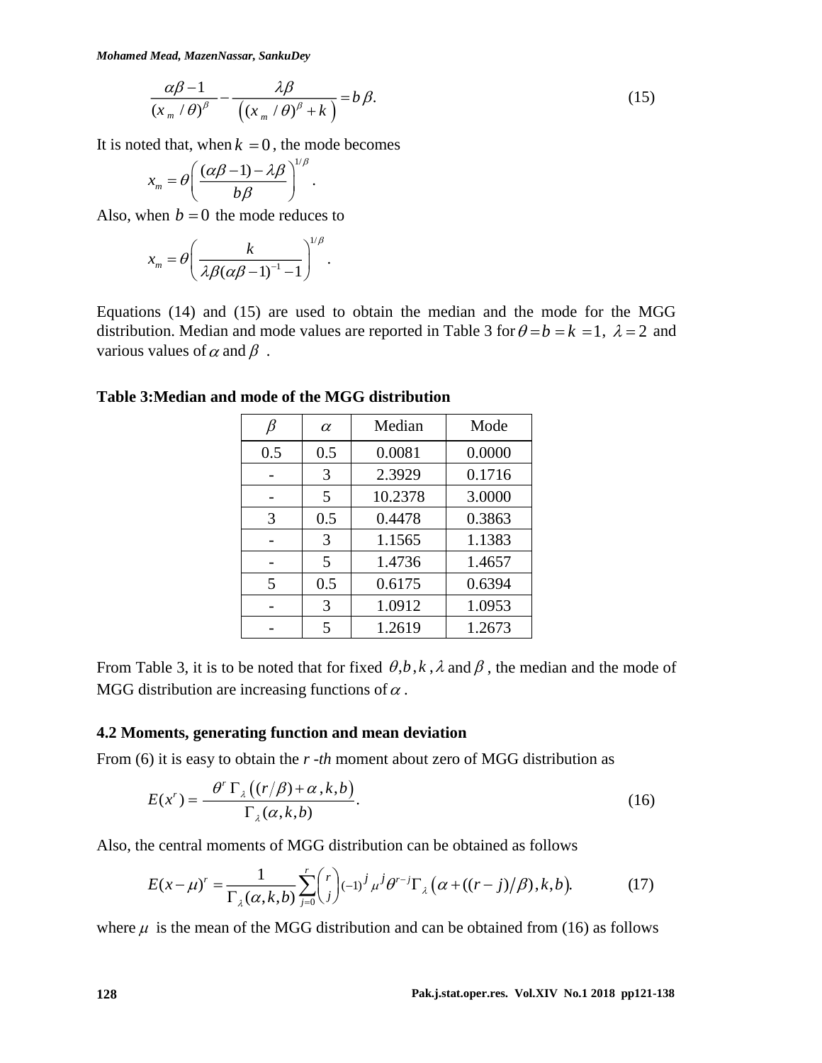$$\frac{\alpha\beta-1}{(x_m/\theta)^\beta}-\frac{\lambda\beta}{\left((x_m/\theta)^\beta+k\right)}=b\,\beta. \tag{15}$$

It is noted that, when $k=0$, the mode becomes

$$x_m=\theta\left(\frac{(\alpha\beta-1)-\lambda\beta}{b\beta}\right)^{1/\beta}.$$

Also, when $b=0$ the mode reduces to

$$x_m=\theta\left(\frac{k}{\lambda\beta(\alpha\beta-1)^{-1}-1}\right)^{1/\beta}.$$

Equations (14) and (15) are used to obtain the median and the mode for the MGG distribution. Median and mode values are reported in Table 3 for $\theta=b=k=1,\ \lambda=2$ and various values of $\alpha$ and $\beta$ .

**Table 3: Median and mode of the MGG distribution**

| $\beta$ | $\alpha$ | Median | Mode |
|---|---|---|---|
| 0.5 | 0.5 | 0.0081 | 0.0000 |
| - | 3 | 2.3929 | 0.1716 |
| - | 5 | 10.2378 | 3.0000 |
| 3 | 0.5 | 0.4478 | 0.3863 |
| - | 3 | 1.1565 | 1.1383 |
| - | 5 | 1.4736 | 1.4657 |
| 5 | 0.5 | 0.6175 | 0.6394 |
| - | 3 | 1.0912 | 1.0953 |
| - | 5 | 1.2619 | 1.2673 |

From Table 3, it is to be noted that for fixed $\theta, b, k, \lambda$ and $\beta$, the median and the mode of MGG distribution are increasing functions of $\alpha$.

### 4.2 Moments, generating function and mean deviation

From (6) it is easy to obtain the *r -th* moment about zero of MGG distribution as

$$E(x^r)=\frac{\theta^r\,\Gamma_\lambda\left((r/\beta)+\alpha,k,b\right)}{\Gamma_\lambda(\alpha,k,b)}. \tag{16}$$

Also, the central moments of MGG distribution can be obtained as follows

$$E(x-\mu)^r=\frac{1}{\Gamma_\lambda(\alpha,k,b)}\sum_{j=0}^{r}\binom{r}{j}(-1)^j\mu^j\theta^{r-j}\Gamma_\lambda\left(\alpha+((r-j)/\beta),k,b\right). \tag{17}$$

where $\mu$ is the mean of the MGG distribution and can be obtained from (16) as follows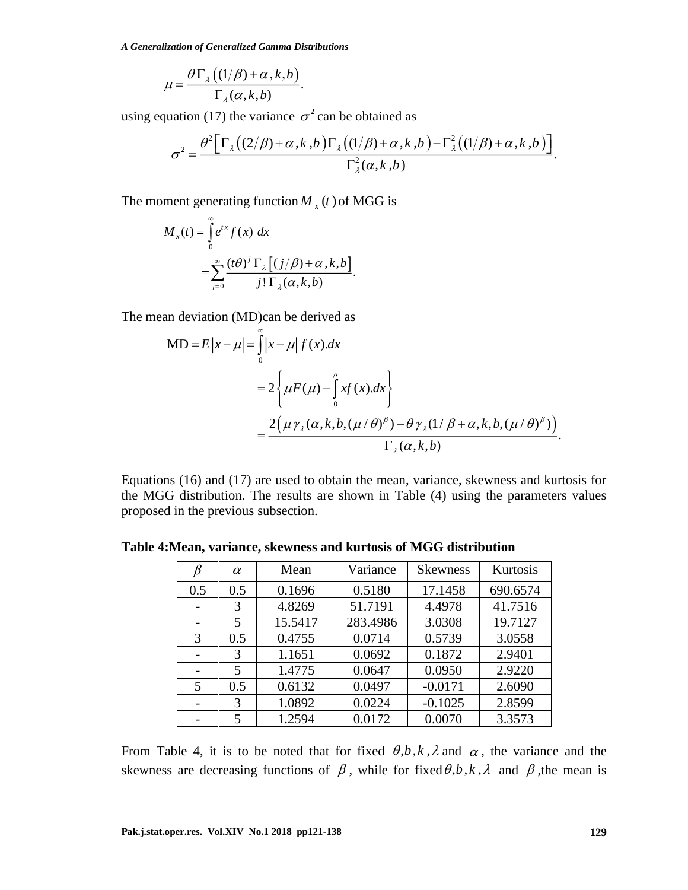$$\mu = \frac{\theta \Gamma_{\lambda}\left((1/\beta)+\alpha, k, b\right)}{\Gamma_{\lambda}(\alpha, k, b)}.$$

using equation (17) the variance $\sigma^2$ can be obtained as

$$\sigma^2 = \frac{\theta^2\left[\Gamma_{\lambda}\left((2/\beta)+\alpha, k, b\right)\Gamma_{\lambda}\left((1/\beta)+\alpha, k, b\right) - \Gamma_{\lambda}^2\left((1/\beta)+\alpha, k, b\right)\right]}{\Gamma_{\lambda}^2(\alpha, k, b)}.$$

The moment generating function $M_x(t)$ of MGG is

$$M_x(t) = \int_0^{\infty} e^{tx} f(x)\, dx$$

$$= \sum_{j=0}^{\infty} \frac{(t\theta)^j\, \Gamma_{\lambda}\left[(j/\beta)+\alpha, k, b\right]}{j!\, \Gamma_{\lambda}(\alpha, k, b)}.$$

The mean deviation (MD)can be derived as

$$\text{MD} = E\left|x-\mu\right| = \int_0^{\infty} \left|x-\mu\right| f(x).dx$$

$$= 2\left\{\mu F(\mu) - \int_0^{\mu} x f(x).dx\right\}$$

$$= \frac{2\left(\mu \gamma_{\lambda}(\alpha, k, b, (\mu/\theta)^{\beta}) - \theta \gamma_{\lambda}(1/\beta+\alpha, k, b, (\mu/\theta)^{\beta})\right)}{\Gamma_{\lambda}(\alpha, k, b)}.$$

Equations (16) and (17) are used to obtain the mean, variance, skewness and kurtosis for the MGG distribution. The results are shown in Table (4) using the parameters values proposed in the previous subsection.

**Table 4:Mean, variance, skewness and kurtosis of MGG distribution**

| $\beta$ | $\alpha$ | Mean | Variance | Skewness | Kurtosis |
|---|---|---|---|---|---|
| 0.5 | 0.5 | 0.1696 | 0.5180 | 17.1458 | 690.6574 |
| - | 3 | 4.8269 | 51.7191 | 4.4978 | 41.7516 |
| - | 5 | 15.5417 | 283.4986 | 3.0308 | 19.7127 |
| 3 | 0.5 | 0.4755 | 0.0714 | 0.5739 | 3.0558 |
| - | 3 | 1.1651 | 0.0692 | 0.1872 | 2.9401 |
| - | 5 | 1.4775 | 0.0647 | 0.0950 | 2.9220 |
| 5 | 0.5 | 0.6132 | 0.0497 | -0.0171 | 2.6090 |
| - | 3 | 1.0892 | 0.0224 | -0.1025 | 2.8599 |
| - | 5 | 1.2594 | 0.0172 | 0.0070 | 3.3573 |

From Table 4, it is to be noted that for fixed $\theta, b, k, \lambda$ and $\alpha$, the variance and the skewness are decreasing functions of $\beta$, while for fixed $\theta, b, k, \lambda$ and $\beta$, the mean is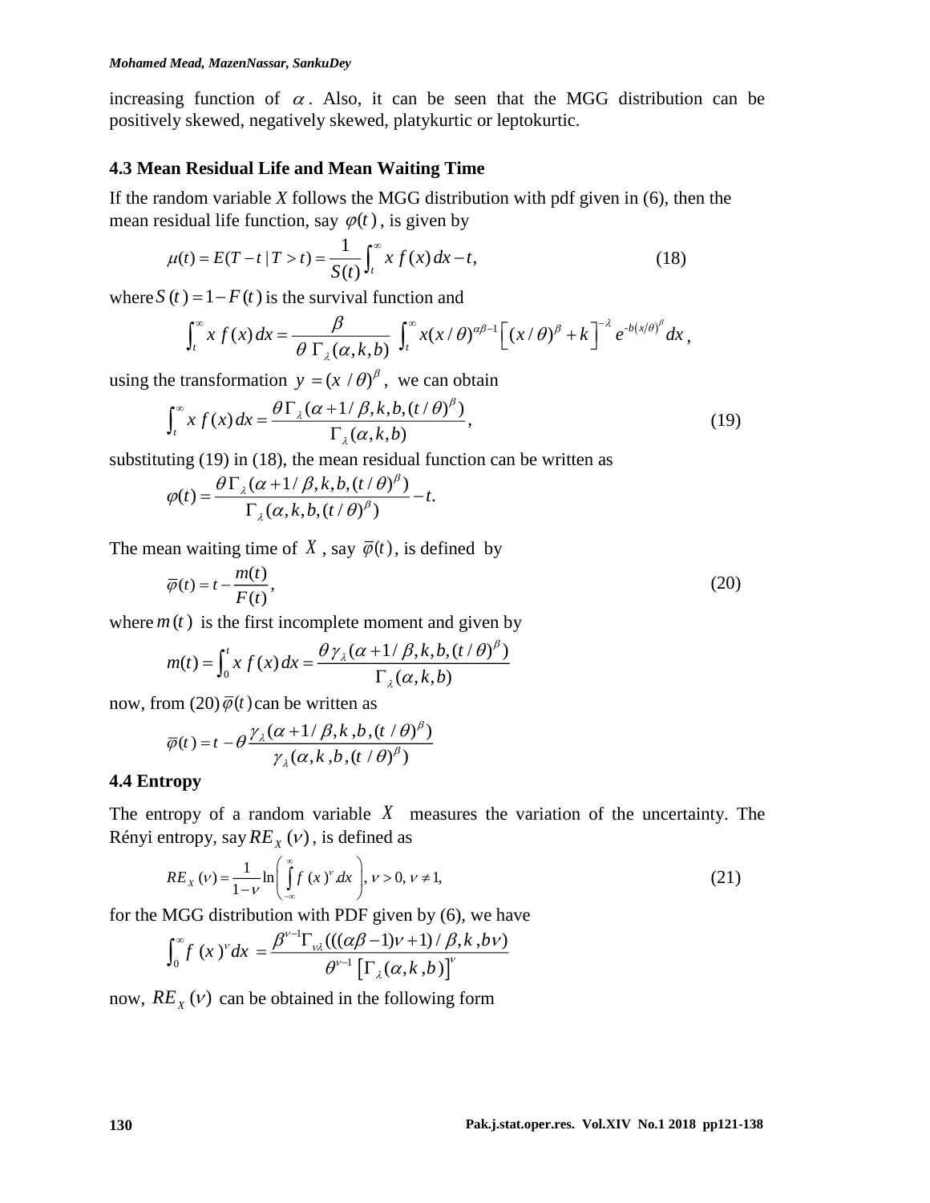increasing function of $\alpha$. Also, it can be seen that the MGG distribution can be positively skewed, negatively skewed, platykurtic or leptokurtic.

### 4.3 Mean Residual Life and Mean Waiting Time

If the random variable $X$ follows the MGG distribution with pdf given in (6), then the mean residual life function, say $\varphi(t)$, is given by

$$\mu(t) = E(T-t \mid T>t) = \frac{1}{S(t)}\int_t^{\infty} x\, f(x)\, dx - t, \tag{18}$$

where $S(t) = 1 - F(t)$ is the survival function and

$$\int_t^{\infty} x\, f(x)\, dx = \frac{\beta}{\theta\, \Gamma_\lambda(\alpha,k,b)} \int_t^{\infty} x (x/\theta)^{\alpha\beta-1}\left[(x/\theta)^{\beta}+k\right]^{-\lambda} e^{-b(x/\theta)^{\beta}}\, dx,$$

using the transformation $y = (x/\theta)^{\beta}$, we can obtain

$$\int_t^{\infty} x\, f(x)\, dx = \frac{\theta\Gamma_\lambda(\alpha+1/\beta,k,b,(t/\theta)^{\beta})}{\Gamma_\lambda(\alpha,k,b)}, \tag{19}$$

substituting (19) in (18), the mean residual function can be written as

$$\varphi(t) = \frac{\theta\Gamma_\lambda(\alpha+1/\beta,k,b,(t/\theta)^{\beta})}{\Gamma_\lambda(\alpha,k,b,(t/\theta)^{\beta})} - t.$$

The mean waiting time of $X$, say $\bar{\varphi}(t)$, is defined by

$$\bar{\varphi}(t) = t - \frac{m(t)}{F(t)}, \tag{20}$$

where $m(t)$ is the first incomplete moment and given by

$$m(t) = \int_0^t x\, f(x)\, dx = \frac{\theta\gamma_\lambda(\alpha+1/\beta,k,b,(t/\theta)^{\beta})}{\Gamma_\lambda(\alpha,k,b)}$$

now, from (20) $\bar{\varphi}(t)$ can be written as

$$\bar{\varphi}(t) = t - \theta\frac{\gamma_\lambda(\alpha+1/\beta,k,b,(t/\theta)^{\beta})}{\gamma_\lambda(\alpha,k,b,(t/\theta)^{\beta})}$$

### 4.4 Entropy

The entropy of a random variable $X$ measures the variation of the uncertainty. The Rényi entropy, say $RE_X(\nu)$, is defined as

$$RE_X(\nu) = \frac{1}{1-\nu}\ln\left(\int_{-\infty}^{\infty} f(x)^{\nu} dx\right), \nu>0, \nu\neq 1, \tag{21}$$

for the MGG distribution with PDF given by (6), we have

$$\int_0^{\infty} f(x)^{\nu} dx = \frac{\beta^{\nu-1}\Gamma_{\nu\lambda}(((\alpha\beta-1)\nu+1)/\beta,k,b\nu)}{\theta^{\nu-1}\left[\Gamma_\lambda(\alpha,k,b)\right]^{\nu}}$$

now, $RE_X(\nu)$ can be obtained in the following form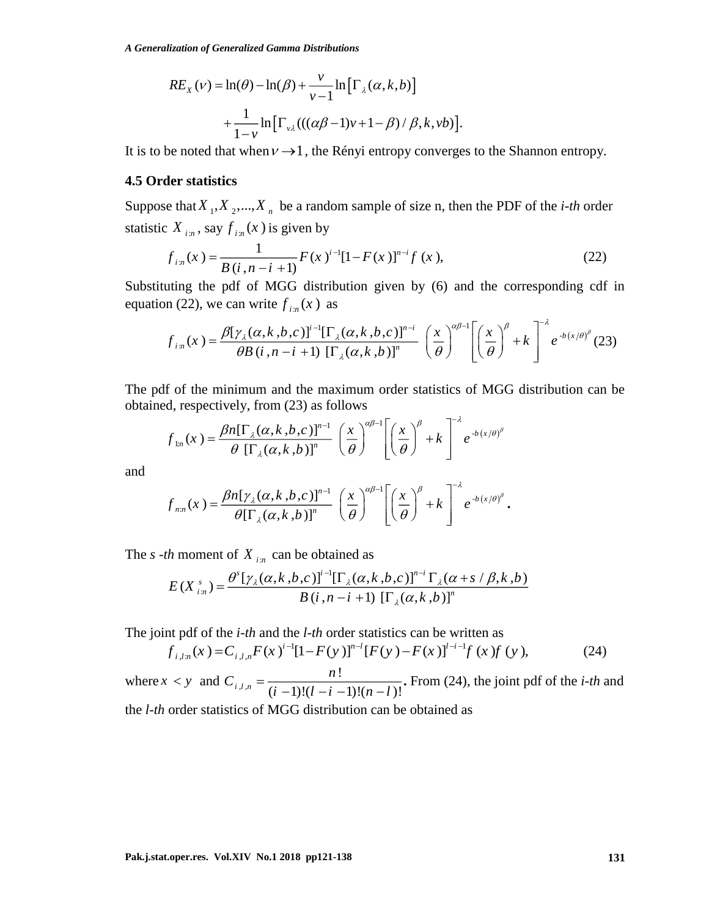$$RE_X(\nu) = \ln(\theta) - \ln(\beta) + \frac{\nu}{\nu - 1}\ln\left[\Gamma_\lambda(\alpha, k, b)\right]$$

$$+ \frac{1}{1-\nu}\ln\left[\Gamma_{\nu\lambda}(((\alpha\beta - 1)\nu + 1 - \beta)/\beta, k, \nu b)\right].$$

It is to be noted that when $\nu \to 1$, the Rényi entropy converges to the Shannon entropy.

### 4.5 Order statistics

Suppose that $X_1, X_2, ..., X_n$ be a random sample of size n, then the PDF of the *i-th* order statistic $X_{i:n}$, say $f_{i:n}(x)$ is given by

$$f_{i:n}(x) = \frac{1}{B(i, n-i+1)} F(x)^{i-1}[1-F(x)]^{n-i} f(x), \tag{22}$$

Substituting the pdf of MGG distribution given by (6) and the corresponding cdf in equation (22), we can write $f_{i:n}(x)$ as

$$f_{i:n}(x) = \frac{\beta[\gamma_\lambda(\alpha, k, b, c)]^{i-1}[\Gamma_\lambda(\alpha, k, b, c)]^{n-i}}{\theta B(i, n-i+1)\ [\Gamma_\lambda(\alpha, k, b)]^n} \left(\frac{x}{\theta}\right)^{\alpha\beta - 1}\left[\left(\frac{x}{\theta}\right)^\beta + k\right]^{-\lambda} e^{-b(x/\theta)^\beta} \tag{23}$$

The pdf of the minimum and the maximum order statistics of MGG distribution can be obtained, respectively, from (23) as follows

$$f_{1:n}(x) = \frac{\beta n[\Gamma_\lambda(\alpha, k, b, c)]^{n-1}}{\theta\ [\Gamma_\lambda(\alpha, k, b)]^n} \left(\frac{x}{\theta}\right)^{\alpha\beta - 1}\left[\left(\frac{x}{\theta}\right)^\beta + k\right]^{-\lambda} e^{-b(x/\theta)^\beta}$$

and

$$f_{n:n}(x) = \frac{\beta n[\gamma_\lambda(\alpha, k, b, c)]^{n-1}}{\theta[\Gamma_\lambda(\alpha, k, b)]^n} \left(\frac{x}{\theta}\right)^{\alpha\beta - 1}\left[\left(\frac{x}{\theta}\right)^\beta + k\right]^{-\lambda} e^{-b(x/\theta)^\beta}.$$

The *s -th* moment of $X_{i:n}$ can be obtained as

$$E(X_{i:n}^s) = \frac{\theta^s[\gamma_\lambda(\alpha, k, b, c)]^{i-1}[\Gamma_\lambda(\alpha, k, b, c)]^{n-i}\,\Gamma_\lambda(\alpha + s/\beta, k, b)}{B(i, n-i+1)\ [\Gamma_\lambda(\alpha, k, b)]^n}$$

The joint pdf of the *i-th* and the *l-th* order statistics can be written as

$$f_{i,l:n}(x) = C_{i,l,n} F(x)^{i-1}[1-F(y)]^{n-l}[F(y) - F(x)]^{l-i-1} f(x) f(y), \tag{24}$$

where $x < y$ and $C_{i,l,n} = \dfrac{n!}{(i-1)!(l-i-1)!(n-l)!}$. From (24), the joint pdf of the *i-th* and the *l-th* order statistics of MGG distribution can be obtained as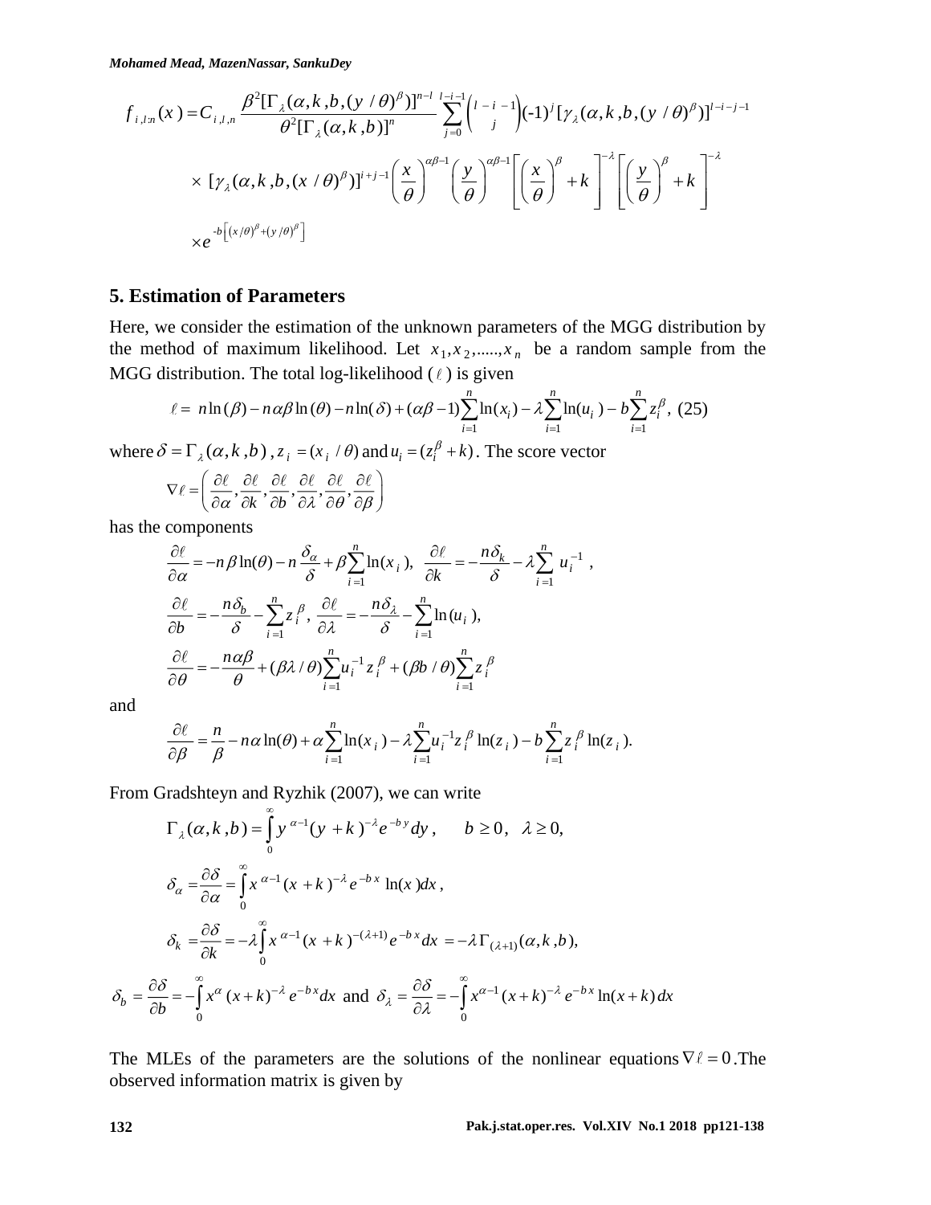$$f_{i,l:n}(x) = C_{i,l,n} \frac{\beta^2[\Gamma_\lambda(\alpha,k,b,(y/\theta)^\beta)]^{n-l}}{\theta^2[\Gamma_\lambda(\alpha,k,b)]^n} \sum_{j=0}^{l-i-1} \binom{l-i-1}{j} (-1)^j [\gamma_\lambda(\alpha,k,b,(y/\theta)^\beta)]^{l-i-j-1}$$

$$\times [\gamma_\lambda(\alpha,k,b,(x/\theta)^\beta)]^{i+j-1} \left(\frac{x}{\theta}\right)^{\alpha\beta-1} \left(\frac{y}{\theta}\right)^{\alpha\beta-1} \left[\left(\frac{x}{\theta}\right)^\beta + k\right]^{-\lambda} \left[\left(\frac{y}{\theta}\right)^\beta + k\right]^{-\lambda}$$

$$\times e^{-b\left[(x/\theta)^\beta + (y/\theta)^\beta\right]}$$

## 5. Estimation of Parameters

Here, we consider the estimation of the unknown parameters of the MGG distribution by the method of maximum likelihood. Let $x_1, x_2, \ldots, x_n$ be a random sample from the MGG distribution. The total log-likelihood ($\ell$) is given

$$\ell = n\ln(\beta) - n\alpha\beta\ln(\theta) - n\ln(\delta) + (\alpha\beta - 1)\sum_{i=1}^{n}\ln(x_i) - \lambda\sum_{i=1}^{n}\ln(u_i) - b\sum_{i=1}^{n} z_i^\beta, \quad (25)$$

where $\delta = \Gamma_\lambda(\alpha,k,b)$, $z_i = (x_i/\theta)$ and $u_i = (z_i^\beta + k)$. The score vector

$$\nabla\ell = \left(\frac{\partial\ell}{\partial\alpha}, \frac{\partial\ell}{\partial k}, \frac{\partial\ell}{\partial b}, \frac{\partial\ell}{\partial\lambda}, \frac{\partial\ell}{\partial\theta}, \frac{\partial\ell}{\partial\beta}\right)$$

has the components

$$\frac{\partial\ell}{\partial\alpha} = -n\beta\ln(\theta) - n\frac{\delta_\alpha}{\delta} + \beta\sum_{i=1}^{n}\ln(x_i), \quad \frac{\partial\ell}{\partial k} = -\frac{n\delta_k}{\delta} - \lambda\sum_{i=1}^{n} u_i^{-1},$$

$$\frac{\partial\ell}{\partial b} = -\frac{n\delta_b}{\delta} - \sum_{i=1}^{n} z_i^\beta, \quad \frac{\partial\ell}{\partial\lambda} = -\frac{n\delta_\lambda}{\delta} - \sum_{i=1}^{n}\ln(u_i),$$

$$\frac{\partial\ell}{\partial\theta} = -\frac{n\alpha\beta}{\theta} + (\beta\lambda/\theta)\sum_{i=1}^{n} u_i^{-1} z_i^\beta + (\beta b/\theta)\sum_{i=1}^{n} z_i^\beta$$

and

$$\frac{\partial\ell}{\partial\beta} = \frac{n}{\beta} - n\alpha\ln(\theta) + \alpha\sum_{i=1}^{n}\ln(x_i) - \lambda\sum_{i=1}^{n} u_i^{-1} z_i^\beta \ln(z_i) - b\sum_{i=1}^{n} z_i^\beta \ln(z_i).$$

From Gradshteyn and Ryzhik (2007), we can write

$$\Gamma_\lambda(\alpha,k,b) = \int_0^\infty y^{\alpha-1}(y+k)^{-\lambda} e^{-by}\, dy, \qquad b \geq 0, \quad \lambda \geq 0,$$

$$\delta_\alpha = \frac{\partial\delta}{\partial\alpha} = \int_0^\infty x^{\alpha-1}(x+k)^{-\lambda} e^{-bx} \ln(x)\, dx,$$

$$\delta_k = \frac{\partial\delta}{\partial k} = -\lambda\int_0^\infty x^{\alpha-1}(x+k)^{-(\lambda+1)} e^{-bx}\, dx = -\lambda\,\Gamma_{(\lambda+1)}(\alpha,k,b),$$

$$\delta_b = \frac{\partial\delta}{\partial b} = -\int_0^\infty x^\alpha (x+k)^{-\lambda} e^{-bx} dx \text{ and } \delta_\lambda = \frac{\partial\delta}{\partial\lambda} = -\int_0^\infty x^{\alpha-1}(x+k)^{-\lambda} e^{-bx} \ln(x+k)\, dx$$

The MLEs of the parameters are the solutions of the nonlinear equations $\nabla\ell = 0$. The observed information matrix is given by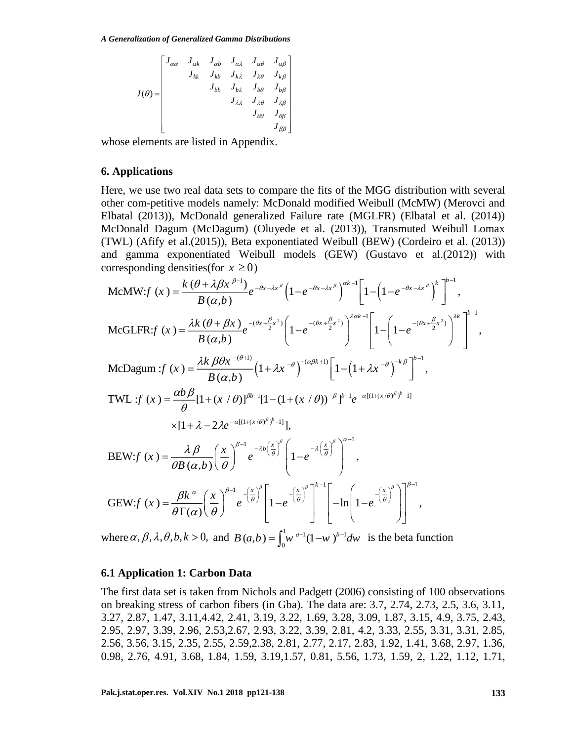$$
J(\theta) = \begin{bmatrix} J_{\alpha\alpha} & J_{\alpha k} & J_{\alpha b} & J_{\alpha\lambda} & J_{\alpha\theta} & J_{\alpha\beta} \\ & J_{kk} & J_{kb} & J_{k\lambda} & J_{k\theta} & J_{k\beta} \\ & & J_{bb} & J_{b\lambda} & J_{b\theta} & J_{b\beta} \\ & & & J_{\lambda\lambda} & J_{\lambda\theta} & J_{\lambda\beta} \\ & & & & J_{\theta\theta} & J_{\theta\beta} \\ & & & & & J_{\beta\beta} \end{bmatrix}
$$

whose elements are listed in Appendix.

## 6. Applications

Here, we use two real data sets to compare the fits of the MGG distribution with several other com-petitive models namely: McDonald modified Weibull (McMW) (Merovci and Elbatal (2013)), McDonald generalized Failure rate (MGLFR) (Elbatal et al. (2014)) McDonald Dagum (McDagum) (Oluyede et al. (2013)), Transmuted Weibull Lomax (TWL) (Afify et al.(2015)), Beta exponentiated Weibull (BEW) (Cordeiro et al. (2013)) and gamma exponentiated Weibull models (GEW) (Gustavo et al.(2012)) with corresponding densities(for $x \geq 0$)

$$
\text{McMW:} f(x) = \frac{k(\theta + \lambda\beta x^{\beta-1})}{B(\alpha,b)} e^{-\theta x - \lambda x^{\beta}} \left(1 - e^{-\theta x - \lambda x^{\beta}}\right)^{\alpha k - 1} \left[1 - \left(1 - e^{-\theta x - \lambda x^{\beta}}\right)^{k}\right]^{b-1},
$$

$$
\text{McGLFR:} f(x) = \frac{\lambda k(\theta + \beta x)}{B(\alpha,b)} e^{-(\theta x + \frac{\beta}{2}x^2)} \left(1 - e^{-(\theta x + \frac{\beta}{2}x^2)}\right)^{\lambda\alpha k - 1} \left[1 - \left(1 - e^{-(\theta x + \frac{\beta}{2}x^2)}\right)^{\lambda k}\right]^{b-1},
$$

$$
\text{McDagum:} f(x) = \frac{\lambda k \beta\theta x^{-(\theta+1)}}{B(\alpha,b)} \left(1 + \lambda x^{-\theta}\right)^{-(\alpha\beta k + 1)} \left[1 - \left(1 + \lambda x^{-\theta}\right)^{-k\beta}\right]^{b-1},
$$

$$
\text{TWL:} f(x) = \frac{\alpha b\beta}{\theta} [1 + (x/\theta)]^{\beta b - 1} [1 - (1 + (x/\theta))^{-\beta}]^{b-1} e^{-\alpha[(1+(x/\theta)^{\beta})^{b} - 1]}
$$

$$
\times [1 + \lambda - 2\lambda e^{-\alpha[(1+(x/\theta)^{\beta})^{b} - 1]}],
$$

$$
\text{BEW:} f(x) = \frac{\lambda\beta}{\theta B(\alpha,b)} \left(\frac{x}{\theta}\right)^{\beta-1} e^{-\lambda b\left(\frac{x}{\theta}\right)^{\beta}} \left(1 - e^{-\lambda\left(\frac{x}{\theta}\right)^{\beta}}\right)^{\alpha-1},
$$

$$
\text{GEW:} f(x) = \frac{\beta k^{\alpha}}{\theta\Gamma(\alpha)} \left(\frac{x}{\theta}\right)^{\beta-1} e^{-\left(\frac{x}{\theta}\right)^{\beta}} \left[1 - e^{-\left(\frac{x}{\theta}\right)^{\beta}}\right]^{k-1} \left[-\ln\left(1 - e^{-\left(\frac{x}{\theta}\right)^{\beta}}\right)\right]^{\beta-1},
$$

where $\alpha, \beta, \lambda, \theta, b, k > 0$, and $B(a,b) = \int_0^1 w^{a-1}(1-w)^{b-1}dw$ is the beta function

### 6.1 Application 1: Carbon Data

The first data set is taken from Nichols and Padgett (2006) consisting of 100 observations on breaking stress of carbon fibers (in Gba). The data are: 3.7, 2.74, 2.73, 2.5, 3.6, 3.11, 3.27, 2.87, 1.47, 3.11,4.42, 2.41, 3.19, 3.22, 1.69, 3.28, 3.09, 1.87, 3.15, 4.9, 3.75, 2.43, 2.95, 2.97, 3.39, 2.96, 2.53,2.67, 2.93, 3.22, 3.39, 2.81, 4.2, 3.33, 2.55, 3.31, 3.31, 2.85, 2.56, 3.56, 3.15, 2.35, 2.55, 2.59,2.38, 2.81, 2.77, 2.17, 2.83, 1.92, 1.41, 3.68, 2.97, 1.36, 0.98, 2.76, 4.91, 3.68, 1.84, 1.59, 3.19,1.57, 0.81, 5.56, 1.73, 1.59, 2, 1.22, 1.12, 1.71,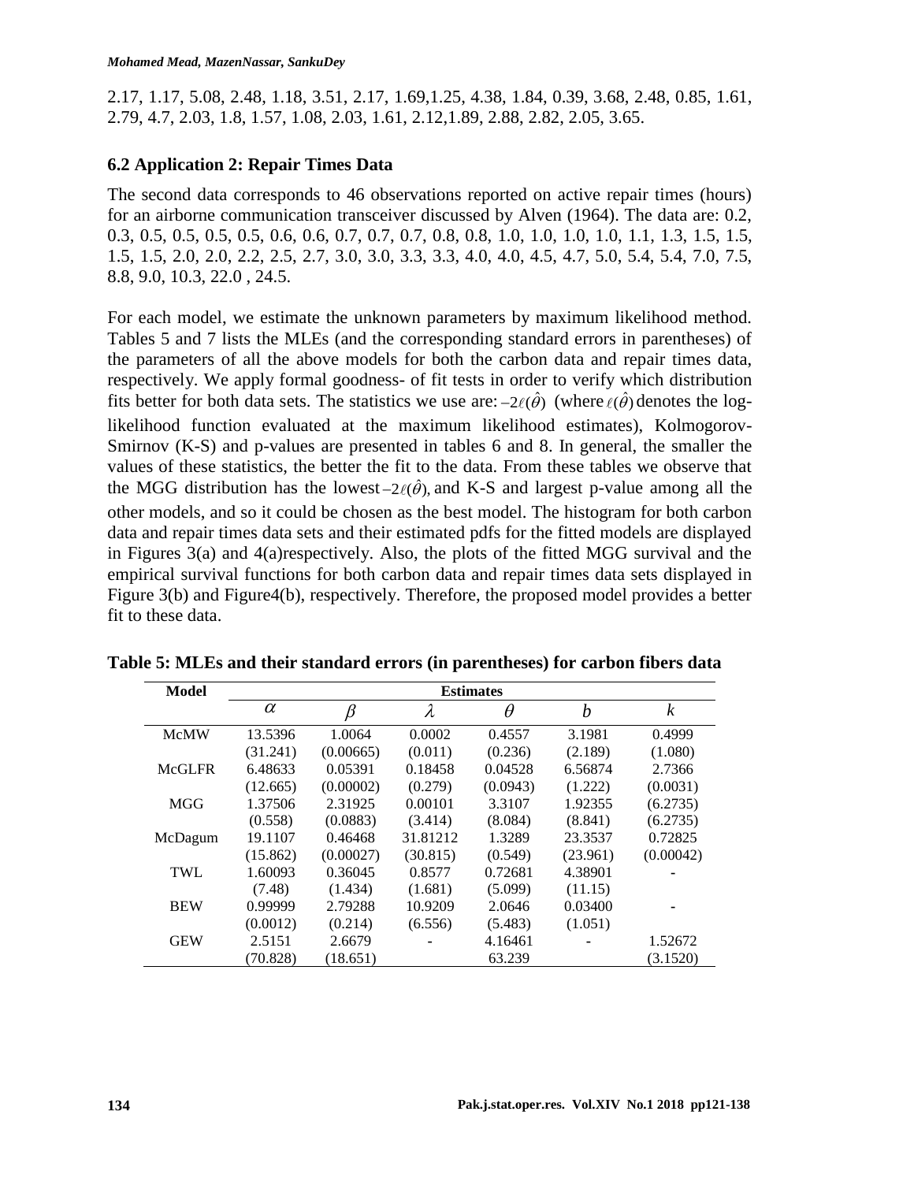2.17, 1.17, 5.08, 2.48, 1.18, 3.51, 2.17, 1.69,1.25, 4.38, 1.84, 0.39, 3.68, 2.48, 0.85, 1.61, 2.79, 4.7, 2.03, 1.8, 1.57, 1.08, 2.03, 1.61, 2.12,1.89, 2.88, 2.82, 2.05, 3.65.

### 6.2 Application 2: Repair Times Data

The second data corresponds to 46 observations reported on active repair times (hours) for an airborne communication transceiver discussed by Alven (1964). The data are: 0.2, 0.3, 0.5, 0.5, 0.5, 0.5, 0.6, 0.6, 0.7, 0.7, 0.7, 0.8, 0.8, 1.0, 1.0, 1.0, 1.0, 1.1, 1.3, 1.5, 1.5, 1.5, 1.5, 2.0, 2.0, 2.2, 2.5, 2.7, 3.0, 3.0, 3.3, 3.3, 4.0, 4.0, 4.5, 4.7, 5.0, 5.4, 5.4, 7.0, 7.5, 8.8, 9.0, 10.3, 22.0 , 24.5.

For each model, we estimate the unknown parameters by maximum likelihood method. Tables 5 and 7 lists the MLEs (and the corresponding standard errors in parentheses) of the parameters of all the above models for both the carbon data and repair times data, respectively. We apply formal goodness- of fit tests in order to verify which distribution fits better for both data sets. The statistics we use are: $-2\ell(\hat{\theta})$ (where $\ell(\hat{\theta})$ denotes the log-likelihood function evaluated at the maximum likelihood estimates), Kolmogorov-Smirnov (K-S) and p-values are presented in tables 6 and 8. In general, the smaller the values of these statistics, the better the fit to the data. From these tables we observe that the MGG distribution has the lowest $-2\ell(\hat{\theta})$, and K-S and largest p-value among all the other models, and so it could be chosen as the best model. The histogram for both carbon data and repair times data sets and their estimated pdfs for the fitted models are displayed in Figures 3(a) and 4(a)respectively. Also, the plots of the fitted MGG survival and the empirical survival functions for both carbon data and repair times data sets displayed in Figure 3(b) and Figure4(b), respectively. Therefore, the proposed model provides a better fit to these data.

**Table 5: MLEs and their standard errors (in parentheses) for carbon fibers data**

| Model | Estimates | | | | | |
|---|---|---|---|---|---|---|
| | $\alpha$ | $\beta$ | $\lambda$ | $\theta$ | $b$ | $k$ |
| McMW | 13.5396 | 1.0064 | 0.0002 | 0.4557 | 3.1981 | 0.4999 |
| | (31.241) | (0.00665) | (0.011) | (0.236) | (2.189) | (1.080) |
| McGLFR | 6.48633 | 0.05391 | 0.18458 | 0.04528 | 6.56874 | 2.7366 |
| | (12.665) | (0.00002) | (0.279) | (0.0943) | (1.222) | (0.0031) |
| MGG | 1.37506 | 2.31925 | 0.00101 | 3.3107 | 1.92355 | (6.2735) |
| | (0.558) | (0.0883) | (3.414) | (8.084) | (8.841) | (6.2735) |
| McDagum | 19.1107 | 0.46468 | 31.81212 | 1.3289 | 23.3537 | 0.72825 |
| | (15.862) | (0.00027) | (30.815) | (0.549) | (23.961) | (0.00042) |
| TWL | 1.60093 | 0.36045 | 0.8577 | 0.72681 | 4.38901 | - |
| | (7.48) | (1.434) | (1.681) | (5.099) | (11.15) | |
| BEW | 0.99999 | 2.79288 | 10.9209 | 2.0646 | 0.03400 | - |
| | (0.0012) | (0.214) | (6.556) | (5.483) | (1.051) | |
| GEW | 2.5151 | 2.6679 | - | 4.16461 | - | 1.52672 |
| | (70.828) | (18.651) | | 63.239 | | (3.1520) |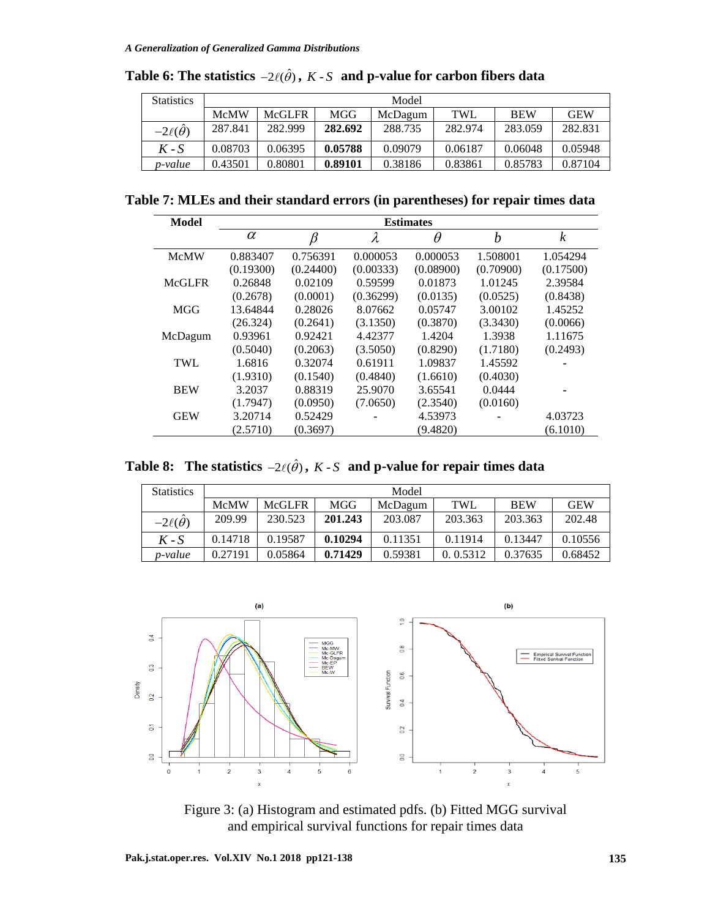**Table 6: The statistics $-2\ell(\hat{\theta})$, $K\text{-}S$ and p-value for carbon fibers data**

| Statistics | Model | | | | | | |
|---|---|---|---|---|---|---|---|
| | McMW | McGLFR | MGG | McDagum | TWL | BEW | GEW |
| $-2\ell(\hat{\theta})$ | 287.841 | 282.999 | **282.692** | 288.735 | 282.974 | 283.059 | 282.831 |
| $K\text{-}S$ | 0.08703 | 0.06395 | **0.05788** | 0.09079 | 0.06187 | 0.06048 | 0.05948 |
| *p-value* | 0.43501 | 0.80801 | **0.89101** | 0.38186 | 0.83861 | 0.85783 | 0.87104 |

**Table 7: MLEs and their standard errors (in parentheses) for repair times data**

| Model | Estimates | | | | | |
|---|---|---|---|---|---|---|
| | $\alpha$ | $\beta$ | $\lambda$ | $\theta$ | $b$ | $k$ |
| McMW | 0.883407 | 0.756391 | 0.000053 | 0.000053 | 1.508001 | 1.054294 |
| | (0.19300) | (0.24400) | (0.00333) | (0.08900) | (0.70900) | (0.17500) |
| McGLFR | 0.26848 | 0.02109 | 0.59599 | 0.01873 | 1.01245 | 2.39584 |
| | (0.2678) | (0.0001) | (0.36299) | (0.0135) | (0.0525) | (0.8438) |
| MGG | 13.64844 | 0.28026 | 8.07662 | 0.05747 | 3.00102 | 1.45252 |
| | (26.324) | (0.2641) | (3.1350) | (0.3870) | (3.3430) | (0.0066) |
| McDagum | 0.93961 | 0.92421 | 4.42377 | 1.4204 | 1.3938 | 1.11675 |
| | (0.5040) | (0.2063) | (3.5050) | (0.8290) | (1.7180) | (0.2493) |
| TWL | 1.6816 | 0.32074 | 0.61911 | 1.09837 | 1.45592 | - |
| | (1.9310) | (0.1540) | (0.4840) | (1.6610) | (0.4030) | |
| BEW | 3.2037 | 0.88319 | 25.9070 | 3.65541 | 0.0444 | - |
| | (1.7947) | (0.0950) | (7.0650) | (2.3540) | (0.0160) | |
| GEW | 3.20714 | 0.52429 | - | 4.53973 | - | 4.03723 |
| | (2.5710) | (0.3697) | | (9.4820) | | (6.1010) |

**Table 8: The statistics $-2\ell(\hat{\theta})$, $K\text{-}S$ and p-value for repair times data**

| Statistics | Model | | | | | | |
|---|---|---|---|---|---|---|---|
| | McMW | McGLFR | MGG | McDagum | TWL | BEW | GEW |
| $-2\ell(\hat{\theta})$ | 209.99 | 230.523 | **201.243** | 203.087 | 203.363 | 203.363 | 202.48 |
| $K\text{-}S$ | 0.14718 | 0.19587 | **0.10294** | 0.11351 | 0.11914 | 0.13447 | 0.10556 |
| *p-value* | 0.27191 | 0.05864 | **0.71429** | 0.59381 | 0. 0.5312 | 0.37635 | 0.68452 |

Figure 3: (a) Histogram and estimated pdfs. (b) Fitted MGG survival and empirical survival functions for repair times data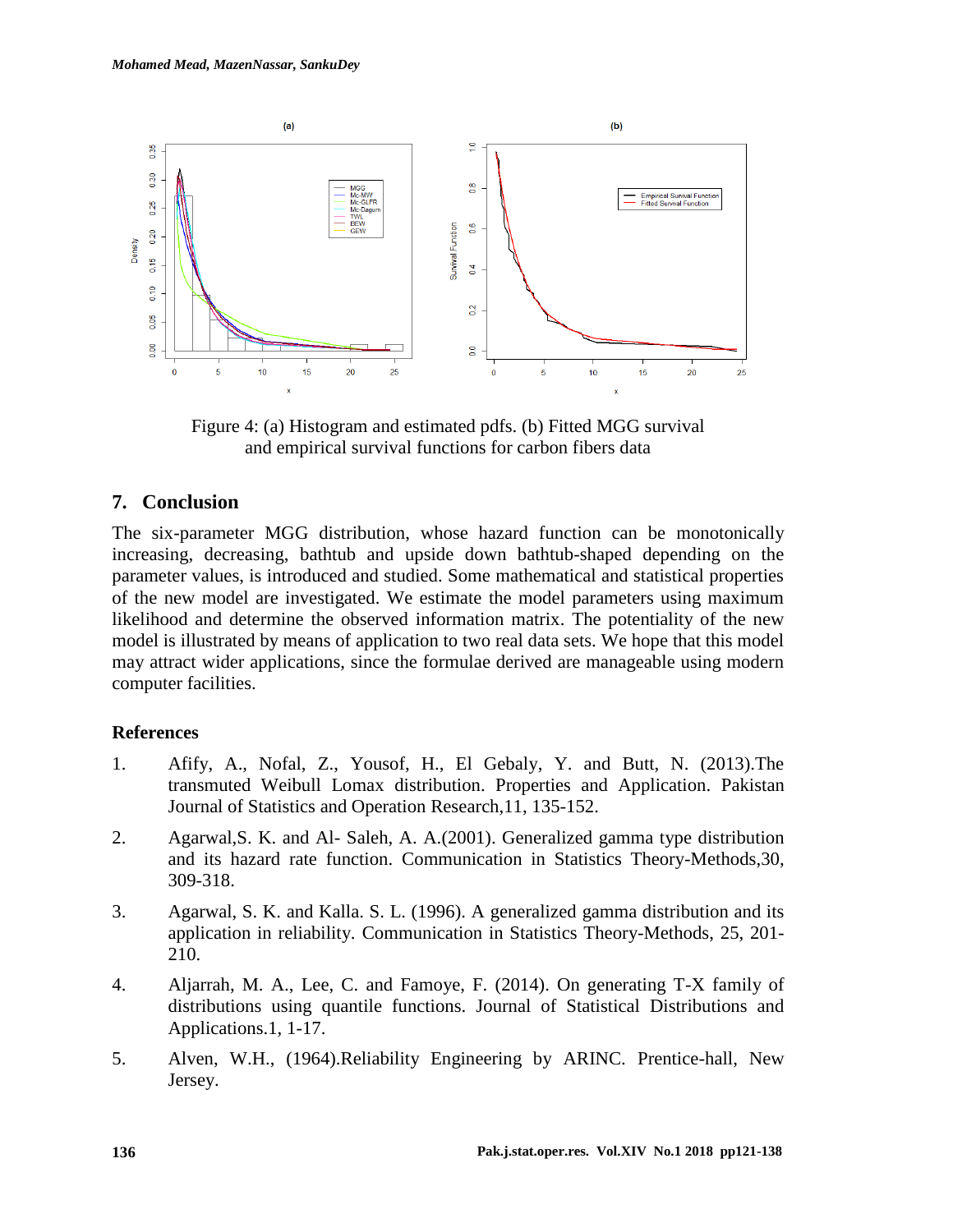Figure 4: (a) Histogram and estimated pdfs. (b) Fitted MGG survival and empirical survival functions for carbon fibers data

## 7. Conclusion

The six-parameter MGG distribution, whose hazard function can be monotonically increasing, decreasing, bathtub and upside down bathtub-shaped depending on the parameter values, is introduced and studied. Some mathematical and statistical properties of the new model are investigated. We estimate the model parameters using maximum likelihood and determine the observed information matrix. The potentiality of the new model is illustrated by means of application to two real data sets. We hope that this model may attract wider applications, since the formulae derived are manageable using modern computer facilities.

### References

1. Afify, A., Nofal, Z., Yousof, H., El Gebaly, Y. and Butt, N. (2013).The transmuted Weibull Lomax distribution. Properties and Application. Pakistan Journal of Statistics and Operation Research,11, 135-152.

2. Agarwal,S. K. and Al- Saleh, A. A.(2001). Generalized gamma type distribution and its hazard rate function. Communication in Statistics Theory-Methods,30, 309-318.

3. Agarwal, S. K. and Kalla. S. L. (1996). A generalized gamma distribution and its application in reliability. Communication in Statistics Theory-Methods, 25, 201-210.

4. Aljarrah, M. A., Lee, C. and Famoye, F. (2014). On generating T-X family of distributions using quantile functions. Journal of Statistical Distributions and Applications.1, 1-17.

5. Alven, W.H., (1964).Reliability Engineering by ARINC. Prentice-hall, New Jersey.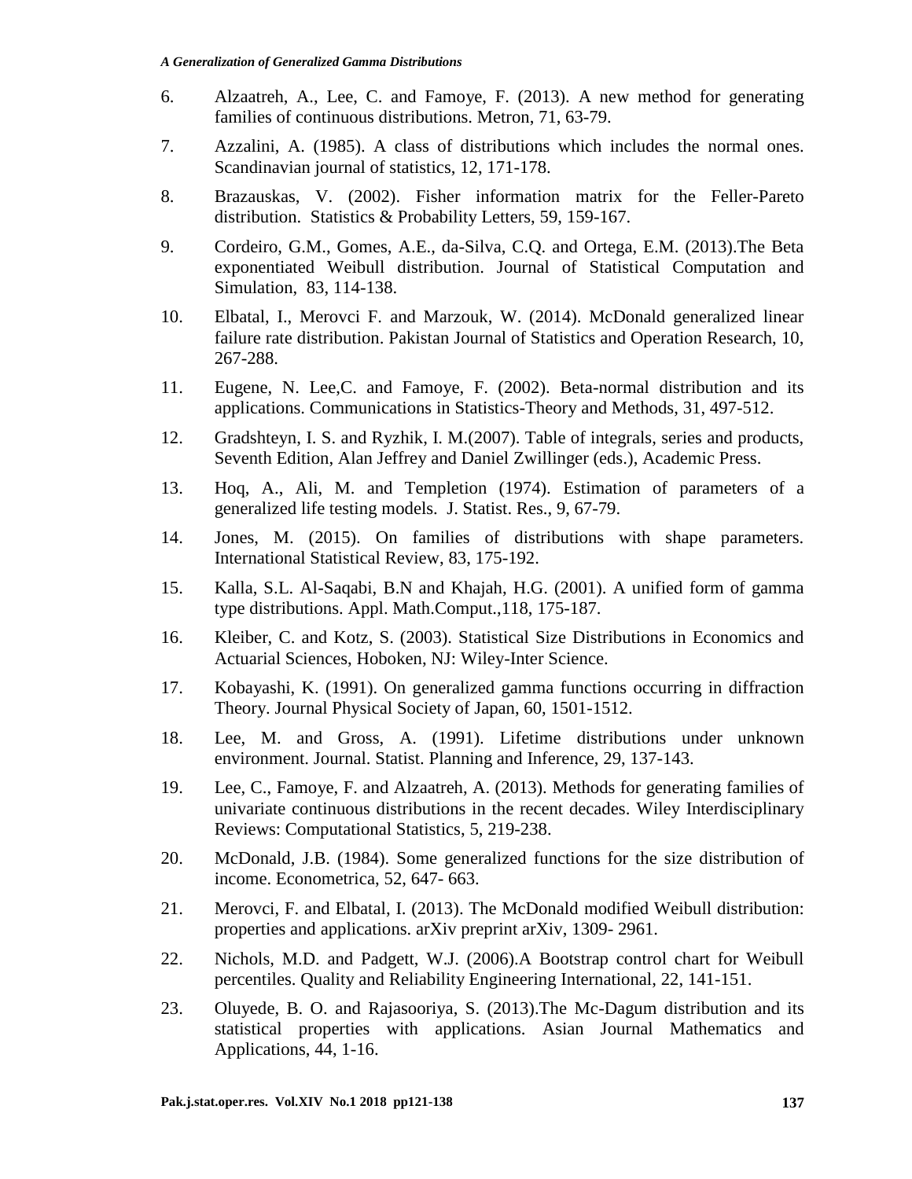6. Alzaatreh, A., Lee, C. and Famoye, F. (2013). A new method for generating families of continuous distributions. Metron, 71, 63-79.

7. Azzalini, A. (1985). A class of distributions which includes the normal ones. Scandinavian journal of statistics, 12, 171-178.

8. Brazauskas, V. (2002). Fisher information matrix for the Feller-Pareto distribution. Statistics & Probability Letters, 59, 159-167.

9. Cordeiro, G.M., Gomes, A.E., da-Silva, C.Q. and Ortega, E.M. (2013).The Beta exponentiated Weibull distribution. Journal of Statistical Computation and Simulation, 83, 114-138.

10. Elbatal, I., Merovci F. and Marzouk, W. (2014). McDonald generalized linear failure rate distribution. Pakistan Journal of Statistics and Operation Research, 10, 267-288.

11. Eugene, N. Lee,C. and Famoye, F. (2002). Beta-normal distribution and its applications. Communications in Statistics-Theory and Methods, 31, 497-512.

12. Gradshteyn, I. S. and Ryzhik, I. M.(2007). Table of integrals, series and products, Seventh Edition, Alan Jeffrey and Daniel Zwillinger (eds.), Academic Press.

13. Hoq, A., Ali, M. and Templetion (1974). Estimation of parameters of a generalized life testing models. J. Statist. Res., 9, 67-79.

14. Jones, M. (2015). On families of distributions with shape parameters. International Statistical Review, 83, 175-192.

15. Kalla, S.L. Al-Saqabi, B.N and Khajah, H.G. (2001). A unified form of gamma type distributions. Appl. Math.Comput.,118, 175-187.

16. Kleiber, C. and Kotz, S. (2003). Statistical Size Distributions in Economics and Actuarial Sciences, Hoboken, NJ: Wiley-Inter Science.

17. Kobayashi, K. (1991). On generalized gamma functions occurring in diffraction Theory. Journal Physical Society of Japan, 60, 1501-1512.

18. Lee, M. and Gross, A. (1991). Lifetime distributions under unknown environment. Journal. Statist. Planning and Inference, 29, 137-143.

19. Lee, C., Famoye, F. and Alzaatreh, A. (2013). Methods for generating families of univariate continuous distributions in the recent decades. Wiley Interdisciplinary Reviews: Computational Statistics, 5, 219-238.

20. McDonald, J.B. (1984). Some generalized functions for the size distribution of income. Econometrica, 52, 647- 663.

21. Merovci, F. and Elbatal, I. (2013). The McDonald modified Weibull distribution: properties and applications. arXiv preprint arXiv, 1309- 2961.

22. Nichols, M.D. and Padgett, W.J. (2006).A Bootstrap control chart for Weibull percentiles. Quality and Reliability Engineering International, 22, 141-151.

23. Oluyede, B. O. and Rajasooriya, S. (2013).The Mc-Dagum distribution and its statistical properties with applications. Asian Journal Mathematics and Applications, 44, 1-16.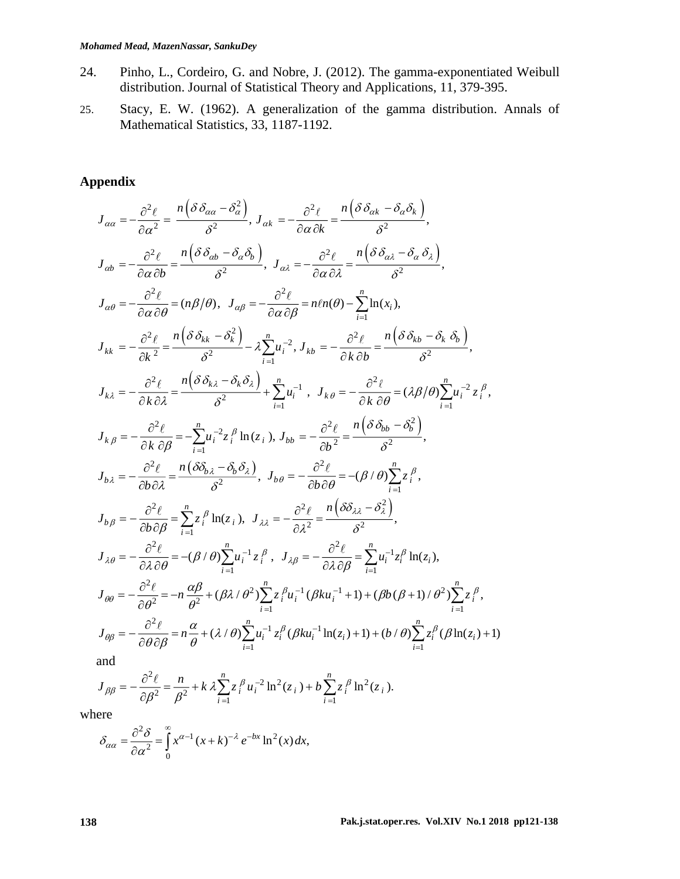24. Pinho, L., Cordeiro, G. and Nobre, J. (2012). The gamma-exponentiated Weibull distribution. Journal of Statistical Theory and Applications, 11, 379-395.

25. Stacy, E. W. (1962). A generalization of the gamma distribution. Annals of Mathematical Statistics, 33, 1187-1192.

## Appendix

$$J_{\alpha\alpha} = -\frac{\partial^2 \ell}{\partial \alpha^2} = \frac{n\left(\delta\,\delta_{\alpha\alpha} - \delta_\alpha^2\right)}{\delta^2},\; J_{\alpha k} = -\frac{\partial^2 \ell}{\partial \alpha\,\partial k} = \frac{n\left(\delta\,\delta_{\alpha k} - \delta_\alpha \delta_k\right)}{\delta^2},$$

$$J_{\alpha b} = -\frac{\partial^2 \ell}{\partial \alpha\,\partial b} = \frac{n\left(\delta\,\delta_{\alpha b} - \delta_\alpha \delta_b\right)}{\delta^2},\; J_{\alpha\lambda} = -\frac{\partial^2 \ell}{\partial \alpha\,\partial \lambda} = \frac{n\left(\delta\,\delta_{\alpha\lambda} - \delta_\alpha\,\delta_\lambda\right)}{\delta^2},$$

$$J_{\alpha\theta} = -\frac{\partial^2 \ell}{\partial \alpha\,\partial \theta} = (n\beta/\theta),\quad J_{\alpha\beta} = -\frac{\partial^2 \ell}{\partial \alpha\,\partial \beta} = n\ell n(\theta) - \sum_{i=1}^{n} \ln(x_i),$$

$$J_{kk} = -\frac{\partial^2 \ell}{\partial k^2} = \frac{n\left(\delta\,\delta_{kk} - \delta_k^2\right)}{\delta^2} - \lambda \sum_{i=1}^{n} u_i^{-2},\; J_{kb} = -\frac{\partial^2 \ell}{\partial k\,\partial b} = \frac{n\left(\delta\,\delta_{kb} - \delta_k\,\delta_b\right)}{\delta^2},$$

$$J_{k\lambda} = -\frac{\partial^2 \ell}{\partial k\,\partial \lambda} = \frac{n\left(\delta\,\delta_{k\lambda} - \delta_k \delta_\lambda\right)}{\delta^2} + \sum_{i=1}^{n} u_i^{-1},\quad J_{k\theta} = -\frac{\partial^2 \ell}{\partial k\,\partial \theta} = (\lambda\beta/\theta) \sum_{i=1}^{n} u_i^{-2} z_i^{\beta},$$

$$J_{k\beta} = -\frac{\partial^2 \ell}{\partial k\,\partial \beta} = -\sum_{i=1}^{n} u_i^{-2} z_i^{\beta} \ln(z_i),\; J_{bb} = -\frac{\partial^2 \ell}{\partial b^2} = \frac{n\left(\delta\,\delta_{bb} - \delta_b^2\right)}{\delta^2},$$

$$J_{b\lambda} = -\frac{\partial^2 \ell}{\partial b\,\partial \lambda} = \frac{n\left(\delta\delta_{b\lambda} - \delta_b \delta_\lambda\right)}{\delta^2},\quad J_{b\theta} = -\frac{\partial^2 \ell}{\partial b\,\partial \theta} = -(\beta/\theta) \sum_{i=1}^{n} z_i^{\beta},$$

$$J_{b\beta} = -\frac{\partial^2 \ell}{\partial b\,\partial \beta} = \sum_{i=1}^{n} z_i^{\beta} \ln(z_i),\quad J_{\lambda\lambda} = -\frac{\partial^2 \ell}{\partial \lambda^2} = \frac{n\left(\delta\delta_{\lambda\lambda} - \delta_\lambda^2\right)}{\delta^2},$$

$$J_{\lambda\theta} = -\frac{\partial^2 \ell}{\partial \lambda\,\partial \theta} = -(\beta/\theta) \sum_{i=1}^{n} u_i^{-1} z_i^{\beta},\quad J_{\lambda\beta} = -\frac{\partial^2 \ell}{\partial \lambda\,\partial \beta} = \sum_{i=1}^{n} u_i^{-1} z_i^{\beta} \ln(z_i),$$

$$J_{\theta\theta} = -\frac{\partial^2 \ell}{\partial \theta^2} = -n\frac{\alpha\beta}{\theta^2} + (\beta\lambda/\theta^2) \sum_{i=1}^{n} z_i^{\beta} u_i^{-1} (\beta k u_i^{-1} + 1) + (\beta b(\beta+1)/\theta^2) \sum_{i=1}^{n} z_i^{\beta},$$

$$J_{\theta\beta} = -\frac{\partial^2 \ell}{\partial \theta\,\partial \beta} = n\frac{\alpha}{\theta} + (\lambda/\theta) \sum_{i=1}^{n} u_i^{-1} z_i^{\beta} (\beta k u_i^{-1} \ln(z_i) + 1) + (b/\theta) \sum_{i=1}^{n} z_i^{\beta} (\beta \ln(z_i) + 1)$$

and

$$J_{\beta\beta} = -\frac{\partial^2 \ell}{\partial \beta^2} = \frac{n}{\beta^2} + k\,\lambda \sum_{i=1}^{n} z_i^{\beta} u_i^{-2} \ln^2(z_i) + b \sum_{i=1}^{n} z_i^{\beta} \ln^2(z_i).$$

where

$$\delta_{\alpha\alpha} = \frac{\partial^2 \delta}{\partial \alpha^2} = \int_0^\infty x^{\alpha-1} (x+k)^{-\lambda} e^{-bx} \ln^2(x)\,dx,$$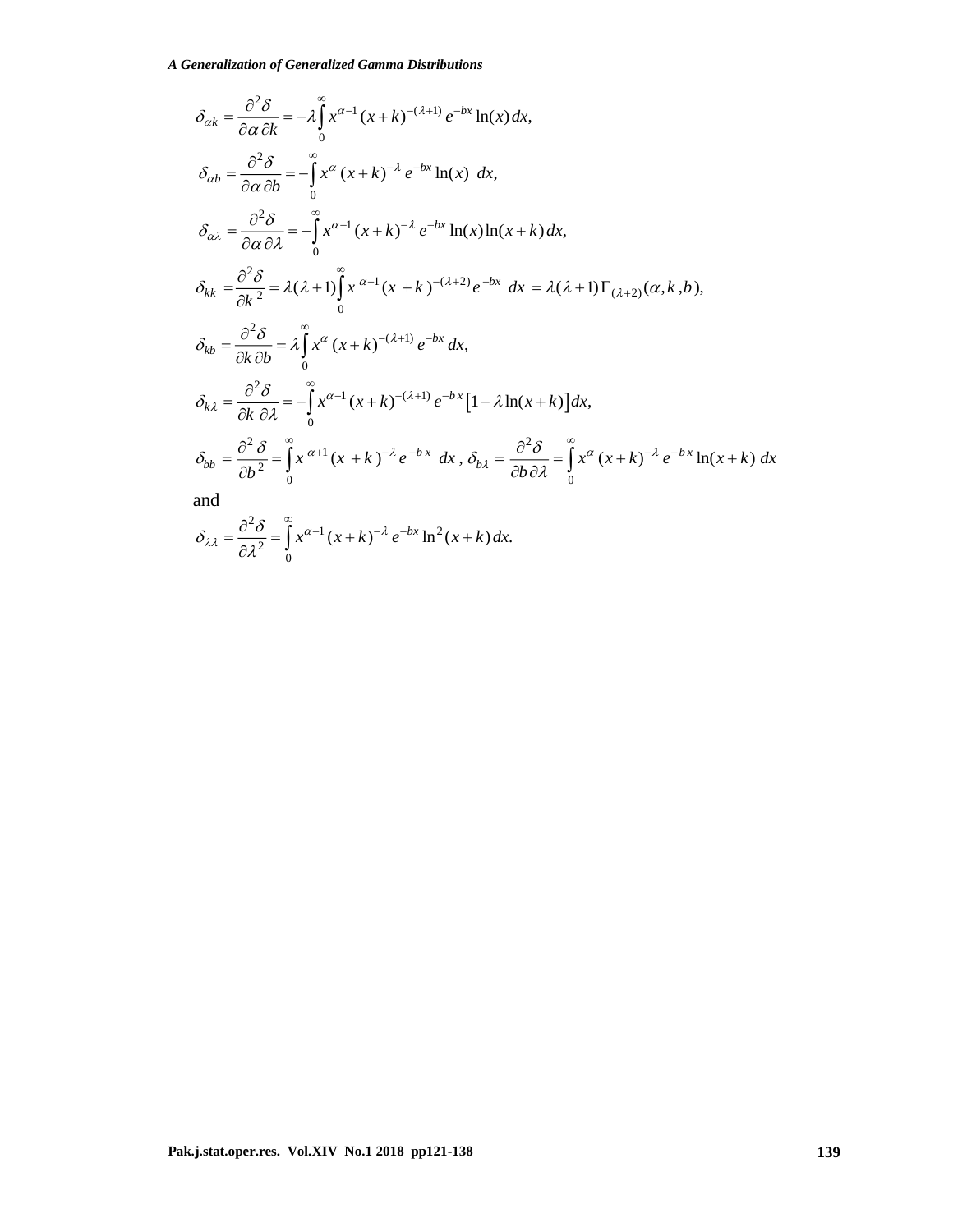$$\delta_{\alpha k} = \frac{\partial^2 \delta}{\partial \alpha \, \partial k} = -\lambda \int_0^\infty x^{\alpha-1} (x+k)^{-(\lambda+1)} e^{-bx} \ln(x) \, dx,$$

$$\delta_{\alpha b} = \frac{\partial^2 \delta}{\partial \alpha \, \partial b} = -\int_0^\infty x^{\alpha} (x+k)^{-\lambda} e^{-bx} \ln(x) \, dx,$$

$$\delta_{\alpha \lambda} = \frac{\partial^2 \delta}{\partial \alpha \, \partial \lambda} = -\int_0^\infty x^{\alpha-1} (x+k)^{-\lambda} e^{-bx} \ln(x) \ln(x+k) \, dx,$$

$$\delta_{kk} = \frac{\partial^2 \delta}{\partial k^2} = \lambda(\lambda+1) \int_0^\infty x^{\alpha-1} (x+k)^{-(\lambda+2)} e^{-bx} \, dx = \lambda(\lambda+1) \Gamma_{(\lambda+2)}(\alpha, k, b),$$

$$\delta_{kb} = \frac{\partial^2 \delta}{\partial k \, \partial b} = \lambda \int_0^\infty x^{\alpha} (x+k)^{-(\lambda+1)} e^{-bx} \, dx,$$

$$\delta_{k\lambda} = \frac{\partial^2 \delta}{\partial k \, \partial \lambda} = -\int_0^\infty x^{\alpha-1} (x+k)^{-(\lambda+1)} e^{-bx} \left[1 - \lambda \ln(x+k)\right] dx,$$

$$\delta_{bb} = \frac{\partial^2 \delta}{\partial b^2} = \int_0^\infty x^{\alpha+1} (x+k)^{-\lambda} e^{-bx} \, dx, \quad \delta_{b\lambda} = \frac{\partial^2 \delta}{\partial b \, \partial \lambda} = \int_0^\infty x^{\alpha} (x+k)^{-\lambda} e^{-bx} \ln(x+k) \, dx$$

and

$$\delta_{\lambda\lambda} = \frac{\partial^2 \delta}{\partial \lambda^2} = \int_0^\infty x^{\alpha-1} (x+k)^{-\lambda} e^{-bx} \ln^2(x+k) \, dx.$$